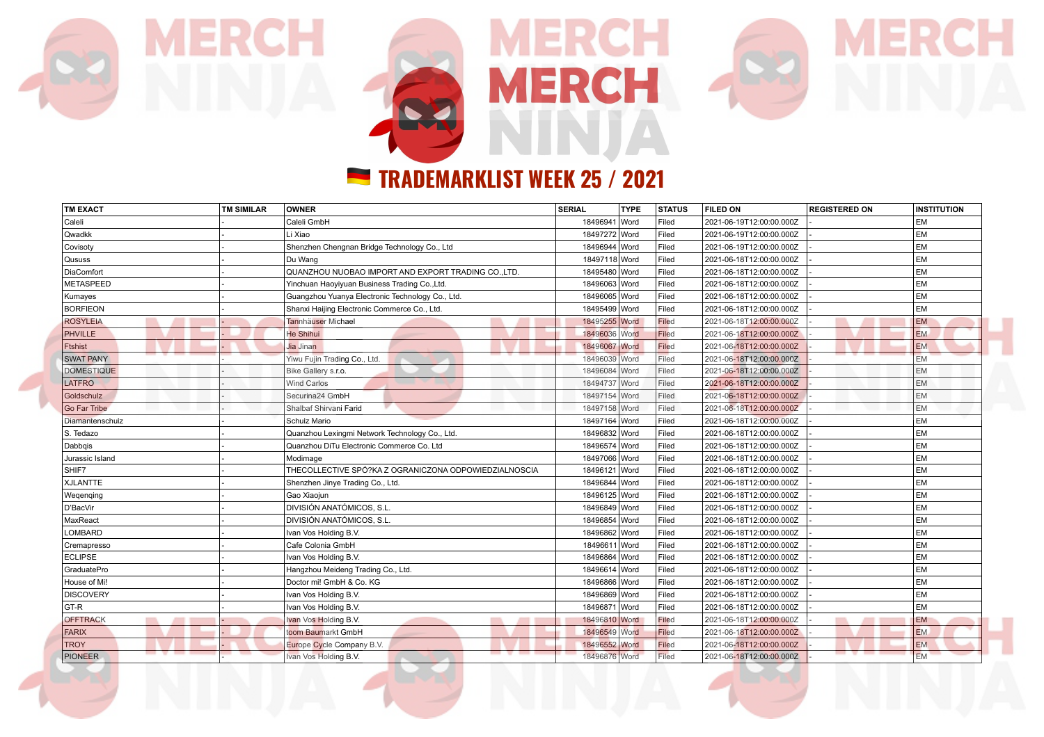# MERCH NINJA

## 🇩🇪 TRADEMARKLIST WEEK 25 / 2021

| TM EXACT | TM SIMILAR | OWNER | SERIAL | TYPE | STATUS | FILED ON | REGISTERED ON | INSTITUTION |
|---|---|---|---|---|---|---|---|---|
| Caleli | - | Caleli GmbH | 18496941 | Word | Filed | 2021-06-19T12:00:00.000Z | - | EM |
| Qwadkk | - | Li Xiao | 18497272 | Word | Filed | 2021-06-19T12:00:00.000Z | - | EM |
| Covisoty | - | Shenzhen Chengnan Bridge Technology Co., Ltd | 18496944 | Word | Filed | 2021-06-19T12:00:00.000Z | - | EM |
| Qususs | - | Du Wang | 18497118 | Word | Filed | 2021-06-18T12:00:00.000Z | - | EM |
| DiaComfort | - | QUANZHOU NUOBAO IMPORT AND EXPORT TRADING CO.,LTD. | 18495480 | Word | Filed | 2021-06-18T12:00:00.000Z | - | EM |
| METASPEED | - | Yinchuan Haoyiyuan Business Trading Co.,Ltd. | 18496063 | Word | Filed | 2021-06-18T12:00:00.000Z | - | EM |
| Kumayes | - | Guangzhou Yuanya Electronic Technology Co., Ltd. | 18496065 | Word | Filed | 2021-06-18T12:00:00.000Z | - | EM |
| BORFIEON | - | Shanxi Haijing Electronic Commerce Co., Ltd. | 18495499 | Word | Filed | 2021-06-18T12:00:00.000Z | - | EM |
| ROSYLEIA | - | Tannhäuser Michael | 18495255 | Word | Filed | 2021-06-18T12:00:00.000Z | - | EM |
| PHVILLE | - | He Shihui | 18496036 | Word | Filed | 2021-06-18T12:00:00.000Z | - | EM |
| Ftshist | - | Jia Jinan | 18496067 | Word | Filed | 2021-06-18T12:00:00.000Z | - | EM |
| SWAT PANY | - | Yiwu Fujin Trading Co., Ltd. | 18496039 | Word | Filed | 2021-06-18T12:00:00.000Z | - | EM |
| DOMESTIQUE | - | Bike Gallery s.r.o. | 18496084 | Word | Filed | 2021-06-18T12:00:00.000Z | - | EM |
| LATFRO | - | Wind Carlos | 18494737 | Word | Filed | 2021-06-18T12:00:00.000Z | - | EM |
| Goldschulz | - | Securina24 GmbH | 18497154 | Word | Filed | 2021-06-18T12:00:00.000Z | - | EM |
| Go Far Tribe | - | Shalbaf Shirvani Farid | 18497158 | Word | Filed | 2021-06-18T12:00:00.000Z | - | EM |
| Diamantenschulz | - | Schulz Mario | 18497164 | Word | Filed | 2021-06-18T12:00:00.000Z | - | EM |
| S. Tedazo | - | Quanzhou Lexingmi Network Technology Co., Ltd. | 18496832 | Word | Filed | 2021-06-18T12:00:00.000Z | - | EM |
| Dabbqis | - | Quanzhou DiTu Electronic Commerce Co. Ltd | 18496574 | Word | Filed | 2021-06-18T12:00:00.000Z | - | EM |
| Jurassic Island | - | Modimage | 18497066 | Word | Filed | 2021-06-18T12:00:00.000Z | - | EM |
| SHIF7 | - | THECOLLECTIVE SPÓ?KA Z OGRANICZONA ODPOWIEDZIALNOSCIA | 18496121 | Word | Filed | 2021-06-18T12:00:00.000Z | - | EM |
| XJLANTTE | - | Shenzhen Jinye Trading Co., Ltd. | 18496844 | Word | Filed | 2021-06-18T12:00:00.000Z | - | EM |
| Weqenqing | - | Gao Xiaojun | 18496125 | Word | Filed | 2021-06-18T12:00:00.000Z | - | EM |
| D'BacVir | - | DIVISIÓN ANATÓMICOS, S.L. | 18496849 | Word | Filed | 2021-06-18T12:00:00.000Z | - | EM |
| MaxReact | - | DIVISIÓN ANATÓMICOS, S.L. | 18496854 | Word | Filed | 2021-06-18T12:00:00.000Z | - | EM |
| LOMBARD | - | Ivan Vos Holding B.V. | 18496862 | Word | Filed | 2021-06-18T12:00:00.000Z | - | EM |
| Cremapresso | - | Cafe Colonia GmbH | 18496611 | Word | Filed | 2021-06-18T12:00:00.000Z | - | EM |
| ECLIPSE | - | Ivan Vos Holding B.V. | 18496864 | Word | Filed | 2021-06-18T12:00:00.000Z | - | EM |
| GraduatePro | - | Hangzhou Meideng Trading Co., Ltd. | 18496614 | Word | Filed | 2021-06-18T12:00:00.000Z | - | EM |
| House of Mi! | - | Doctor mi! GmbH & Co. KG | 18496866 | Word | Filed | 2021-06-18T12:00:00.000Z | - | EM |
| DISCOVERY | - | Ivan Vos Holding B.V. | 18496869 | Word | Filed | 2021-06-18T12:00:00.000Z | - | EM |
| GT-R | - | Ivan Vos Holding B.V. | 18496871 | Word | Filed | 2021-06-18T12:00:00.000Z | - | EM |
| OFFTRACK | - | Ivan Vos Holding B.V. | 18496810 | Word | Filed | 2021-06-18T12:00:00.000Z | - | EM |
| FARIX | - | toom Baumarkt GmbH | 18496549 | Word | Filed | 2021-06-18T12:00:00.000Z | - | EM |
| TROY | - | Europe Cycle Company B.V. | 18496552 | Word | Filed | 2021-06-18T12:00:00.000Z | - | EM |
| PIONEER | - | Ivan Vos Holding B.V. | 18496876 | Word | Filed | 2021-06-18T12:00:00.000Z | - | EM |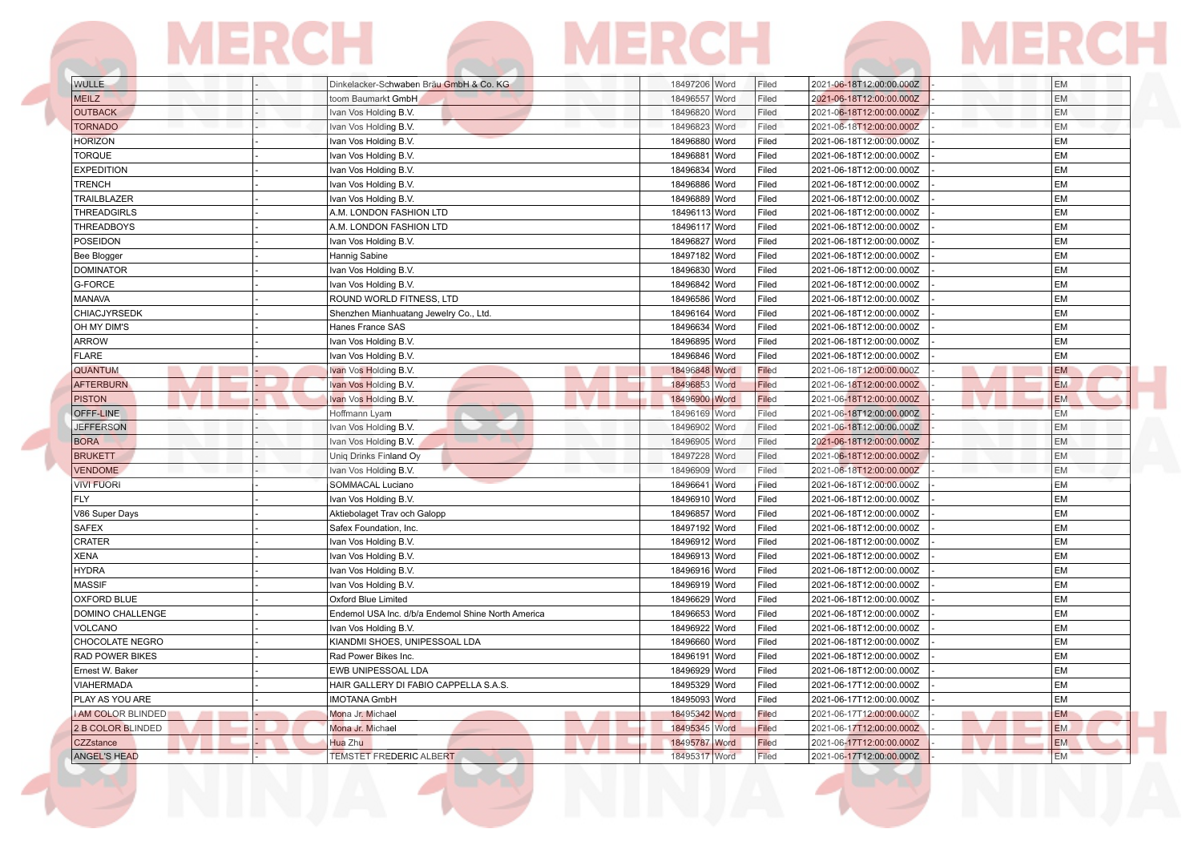| | | | | | | | | |
|---|---|---|---|---|---|---|---|---|
| WULLE | - | Dinkelacker-Schwaben Bräu GmbH & Co. KG | 18497206 | Word | Filed | 2021-06-18T12:00:00.000Z | - | EM |
| MEILZ | - | toom Baumarkt GmbH | 18496557 | Word | Filed | 2021-06-18T12:00:00.000Z | - | EM |
| OUTBACK | - | Ivan Vos Holding B.V. | 18496820 | Word | Filed | 2021-06-18T12:00:00.000Z | - | EM |
| TORNADO | - | Ivan Vos Holding B.V. | 18496823 | Word | Filed | 2021-06-18T12:00:00.000Z | - | EM |
| HORIZON | - | Ivan Vos Holding B.V. | 18496880 | Word | Filed | 2021-06-18T12:00:00.000Z | - | EM |
| TORQUE | - | Ivan Vos Holding B.V. | 18496881 | Word | Filed | 2021-06-18T12:00:00.000Z | - | EM |
| EXPEDITION | - | Ivan Vos Holding B.V. | 18496834 | Word | Filed | 2021-06-18T12:00:00.000Z | - | EM |
| TRENCH | - | Ivan Vos Holding B.V. | 18496886 | Word | Filed | 2021-06-18T12:00:00.000Z | - | EM |
| TRAILBLAZER | - | Ivan Vos Holding B.V. | 18496889 | Word | Filed | 2021-06-18T12:00:00.000Z | - | EM |
| THREADGIRLS | - | A.M. LONDON FASHION LTD | 18496113 | Word | Filed | 2021-06-18T12:00:00.000Z | - | EM |
| THREADBOYS | - | A.M. LONDON FASHION LTD | 18496117 | Word | Filed | 2021-06-18T12:00:00.000Z | - | EM |
| POSEIDON | - | Ivan Vos Holding B.V. | 18496827 | Word | Filed | 2021-06-18T12:00:00.000Z | - | EM |
| Bee Blogger | - | Hannig Sabine | 18497182 | Word | Filed | 2021-06-18T12:00:00.000Z | - | EM |
| DOMINATOR | - | Ivan Vos Holding B.V. | 18496830 | Word | Filed | 2021-06-18T12:00:00.000Z | - | EM |
| G-FORCE | - | Ivan Vos Holding B.V. | 18496842 | Word | Filed | 2021-06-18T12:00:00.000Z | - | EM |
| MANAVA | - | ROUND WORLD FITNESS, LTD | 18496586 | Word | Filed | 2021-06-18T12:00:00.000Z | - | EM |
| CHIACJYRSEDK | - | Shenzhen Mianhuatang Jewelry Co., Ltd. | 18496164 | Word | Filed | 2021-06-18T12:00:00.000Z | - | EM |
| OH MY DIM'S | - | Hanes France SAS | 18496634 | Word | Filed | 2021-06-18T12:00:00.000Z | - | EM |
| ARROW | - | Ivan Vos Holding B.V. | 18496895 | Word | Filed | 2021-06-18T12:00:00.000Z | - | EM |
| FLARE | - | Ivan Vos Holding B.V. | 18496846 | Word | Filed | 2021-06-18T12:00:00.000Z | - | EM |
| QUANTUM | - | Ivan Vos Holding B.V. | 18496848 | Word | Filed | 2021-06-18T12:00:00.000Z | - | EM |
| AFTERBURN | - | Ivan Vos Holding B.V. | 18496853 | Word | Filed | 2021-06-18T12:00:00.000Z | - | EM |
| PISTON | - | Ivan Vos Holding B.V. | 18496900 | Word | Filed | 2021-06-18T12:00:00.000Z | - | EM |
| OFFF-LINE | - | Hoffmann Lyam | 18496169 | Word | Filed | 2021-06-18T12:00:00.000Z | - | EM |
| JEFFERSON | - | Ivan Vos Holding B.V. | 18496902 | Word | Filed | 2021-06-18T12:00:00.000Z | - | EM |
| BORA | - | Ivan Vos Holding B.V. | 18496905 | Word | Filed | 2021-06-18T12:00:00.000Z | - | EM |
| BRUKETT | - | Uniq Drinks Finland Oy | 18497228 | Word | Filed | 2021-06-18T12:00:00.000Z | - | EM |
| VENDOME | - | Ivan Vos Holding B.V. | 18496909 | Word | Filed | 2021-06-18T12:00:00.000Z | - | EM |
| VIVI FUORI | - | SOMMACAL Luciano | 18496641 | Word | Filed | 2021-06-18T12:00:00.000Z | - | EM |
| FLY | - | Ivan Vos Holding B.V. | 18496910 | Word | Filed | 2021-06-18T12:00:00.000Z | - | EM |
| V86 Super Days | - | Aktiebolaget Trav och Galopp | 18496857 | Word | Filed | 2021-06-18T12:00:00.000Z | - | EM |
| SAFEX | - | Safex Foundation, Inc. | 18497192 | Word | Filed | 2021-06-18T12:00:00.000Z | - | EM |
| CRATER | - | Ivan Vos Holding B.V. | 18496912 | Word | Filed | 2021-06-18T12:00:00.000Z | - | EM |
| XENA | - | Ivan Vos Holding B.V. | 18496913 | Word | Filed | 2021-06-18T12:00:00.000Z | - | EM |
| HYDRA | - | Ivan Vos Holding B.V. | 18496916 | Word | Filed | 2021-06-18T12:00:00.000Z | - | EM |
| MASSIF | - | Ivan Vos Holding B.V. | 18496919 | Word | Filed | 2021-06-18T12:00:00.000Z | - | EM |
| OXFORD BLUE | - | Oxford Blue Limited | 18496629 | Word | Filed | 2021-06-18T12:00:00.000Z | - | EM |
| DOMINO CHALLENGE | - | Endemol USA Inc. d/b/a Endemol Shine North America | 18496653 | Word | Filed | 2021-06-18T12:00:00.000Z | - | EM |
| VOLCANO | - | Ivan Vos Holding B.V. | 18496922 | Word | Filed | 2021-06-18T12:00:00.000Z | - | EM |
| CHOCOLATE NEGRO | - | KIANDMI SHOES, UNIPESSOAL LDA | 18496660 | Word | Filed | 2021-06-18T12:00:00.000Z | - | EM |
| RAD POWER BIKES | - | Rad Power Bikes Inc. | 18496191 | Word | Filed | 2021-06-18T12:00:00.000Z | - | EM |
| Ernest W. Baker | - | EWB UNIPESSOAL LDA | 18496929 | Word | Filed | 2021-06-18T12:00:00.000Z | - | EM |
| VIAHERMADA | - | HAIR GALLERY DI FABIO CAPPELLA S.A.S. | 18495329 | Word | Filed | 2021-06-17T12:00:00.000Z | - | EM |
| PLAY AS YOU ARE | - | IMOTANA GmbH | 18495093 | Word | Filed | 2021-06-17T12:00:00.000Z | - | EM |
| I AM COLOR BLINDED | - | Mona Jr. Michael | 18495342 | Word | Filed | 2021-06-17T12:00:00.000Z | - | EM |
| 2 B COLOR BLINDED | - | Mona Jr. Michael | 18495345 | Word | Filed | 2021-06-17T12:00:00.000Z | - | EM |
| CZZstance | - | Hua Zhu | 18495787 | Word | Filed | 2021-06-17T12:00:00.000Z | - | EM |
| ANGEL'S HEAD | - | TEMSTET FREDERIC ALBERT | 18495317 | Word | Filed | 2021-06-17T12:00:00.000Z | - | EM |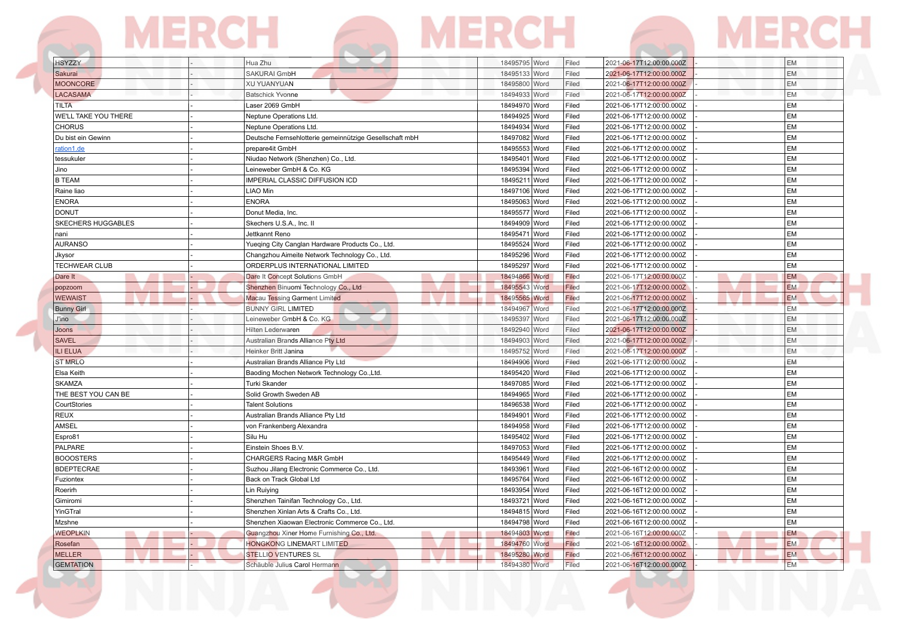| | | | | | | | | |
|---|---|---|---|---|---|---|---|---|
| HSYZZY | - | Hua Zhu | 18495795 | Word | Filed | 2021-06-17T12:00:00.000Z | - | EM |
| Sakurai | - | SAKURAI GmbH | 18495133 | Word | Filed | 2021-06-17T12:00:00.000Z | - | EM |
| MOONCORE | - | XU YUANYUAN | 18495800 | Word | Filed | 2021-06-17T12:00:00.000Z | - | EM |
| LACASAMA | - | Batschick Yvonne | 18494933 | Word | Filed | 2021-06-17T12:00:00.000Z | - | EM |
| TILTA | - | Laser 2069 GmbH | 18494970 | Word | Filed | 2021-06-17T12:00:00.000Z | - | EM |
| WE'LL TAKE YOU THERE | - | Neptune Operations Ltd. | 18494925 | Word | Filed | 2021-06-17T12:00:00.000Z | - | EM |
| CHORUS | - | Neptune Operations Ltd. | 18494934 | Word | Filed | 2021-06-17T12:00:00.000Z | - | EM |
| Du bist ein Gewinn | - | Deutsche Fernsehlotterie gemeinnützige Gesellschaft mbH | 18497082 | Word | Filed | 2021-06-17T12:00:00.000Z | - | EM |
| ration1.de | - | prepare4it GmbH | 18495553 | Word | Filed | 2021-06-17T12:00:00.000Z | - | EM |
| tessukuler | - | Niudao Network (Shenzhen) Co., Ltd. | 18495401 | Word | Filed | 2021-06-17T12:00:00.000Z | - | EM |
| Jino | - | Leineweber GmbH & Co. KG | 18495394 | Word | Filed | 2021-06-17T12:00:00.000Z | - | EM |
| B TEAM | - | IMPERIAL CLASSIC DIFFUSION ICD | 18495211 | Word | Filed | 2021-06-17T12:00:00.000Z | - | EM |
| Raine liao | - | LIAO Min | 18497106 | Word | Filed | 2021-06-17T12:00:00.000Z | - | EM |
| ENORA | - | ENORA | 18495063 | Word | Filed | 2021-06-17T12:00:00.000Z | - | EM |
| DONUT | - | Donut Media, Inc. | 18495577 | Word | Filed | 2021-06-17T12:00:00.000Z | - | EM |
| SKECHERS HUGGABLES | - | Skechers U.S.A., Inc. II | 18494909 | Word | Filed | 2021-06-17T12:00:00.000Z | - | EM |
| nani | - | Jettkannt Reno | 18495471 | Word | Filed | 2021-06-17T12:00:00.000Z | - | EM |
| AURANSO | - | Yueqing City Canglan Hardware Products Co., Ltd. | 18495524 | Word | Filed | 2021-06-17T12:00:00.000Z | - | EM |
| Jkysor | - | Changzhou Aimeite Network Technology Co., Ltd. | 18495296 | Word | Filed | 2021-06-17T12:00:00.000Z | - | EM |
| TECHWEAR CLUB | - | ORDERPLUS INTERNATIONAL LIMITED | 18495297 | Word | Filed | 2021-06-17T12:00:00.000Z | - | EM |
| Dare It | - | Dare It Concept Solutions GmbH | 18494866 | Word | Filed | 2021-06-17T12:00:00.000Z | - | EM |
| popzoom | - | Shenzhen Binuomi Technology Co., Ltd | 18495543 | Word | Filed | 2021-06-17T12:00:00.000Z | - | EM |
| WEWAIST | - | Macau Tessing Garment Limited | 18495565 | Word | Filed | 2021-06-17T12:00:00.000Z | - | EM |
| Bunny Girl | - | BUNNY GIRL LIMITED | 18494967 | Word | Filed | 2021-06-17T12:00:00.000Z | - | EM |
| J'ino | - | Leineweber GmbH & Co. KG | 18495397 | Word | Filed | 2021-06-17T12:00:00.000Z | - | EM |
| Joons | - | Hilten Lederwaren | 18492940 | Word | Filed | 2021-06-17T12:00:00.000Z | - | EM |
| SAVEL | - | Australian Brands Alliance Pty Ltd | 18494903 | Word | Filed | 2021-06-17T12:00:00.000Z | - | EM |
| ILI ELUA | - | Heinker Britt Janina | 18495752 | Word | Filed | 2021-06-17T12:00:00.000Z | - | EM |
| ST MRLO | - | Australian Brands Alliance Pty Ltd | 18494906 | Word | Filed | 2021-06-17T12:00:00.000Z | - | EM |
| Elsa Keith | - | Baoding Mochen Network Technology Co.,Ltd. | 18495420 | Word | Filed | 2021-06-17T12:00:00.000Z | - | EM |
| SKAMZA | - | Turki Skander | 18497085 | Word | Filed | 2021-06-17T12:00:00.000Z | - | EM |
| THE BEST YOU CAN BE | - | Solid Growth Sweden AB | 18494965 | Word | Filed | 2021-06-17T12:00:00.000Z | - | EM |
| CourtStories | - | Talent Solutions | 18496538 | Word | Filed | 2021-06-17T12:00:00.000Z | - | EM |
| REUX | - | Australian Brands Alliance Pty Ltd | 18494901 | Word | Filed | 2021-06-17T12:00:00.000Z | - | EM |
| AMSEL | - | von Frankenberg Alexandra | 18494958 | Word | Filed | 2021-06-17T12:00:00.000Z | - | EM |
| Espro81 | - | Silu Hu | 18495402 | Word | Filed | 2021-06-17T12:00:00.000Z | - | EM |
| PALPARE | - | Einstein Shoes B.V. | 18497053 | Word | Filed | 2021-06-17T12:00:00.000Z | - | EM |
| BOOOSTERS | - | CHARGERS Racing M&R GmbH | 18495449 | Word | Filed | 2021-06-17T12:00:00.000Z | - | EM |
| BDEPTECRAE | - | Suzhou Jilang Electronic Commerce Co., Ltd. | 18493961 | Word | Filed | 2021-06-16T12:00:00.000Z | - | EM |
| Fuziontex | - | Back on Track Global Ltd | 18495764 | Word | Filed | 2021-06-16T12:00:00.000Z | - | EM |
| Roerirh | - | Lin Ruiying | 18493954 | Word | Filed | 2021-06-16T12:00:00.000Z | - | EM |
| Gimiromi | - | Shenzhen Tainifan Technology Co., Ltd. | 18493721 | Word | Filed | 2021-06-16T12:00:00.000Z | - | EM |
| YinGTral | - | Shenzhen Xinlan Arts & Crafts Co., Ltd. | 18494815 | Word | Filed | 2021-06-16T12:00:00.000Z | - | EM |
| Mzshne | - | Shenzhen Xiaowan Electronic Commerce Co., Ltd. | 18494798 | Word | Filed | 2021-06-16T12:00:00.000Z | - | EM |
| WEOPLKIN | - | Guangzhou Xiner Home Furnishing Co., Ltd. | 18494803 | Word | Filed | 2021-06-16T12:00:00.000Z | - | EM |
| Rosefan | - | HONGKONG LINEMART LIMITED | 18494760 | Word | Filed | 2021-06-16T12:00:00.000Z | - | EM |
| MELLER | - | STELLIO VENTURES SL | 18495280 | Word | Filed | 2021-06-16T12:00:00.000Z | - | EM |
| GEMTATION | - | Schäuble Julius Carol Hermann | 18494380 | Word | Filed | 2021-06-16T12:00:00.000Z | - | EM |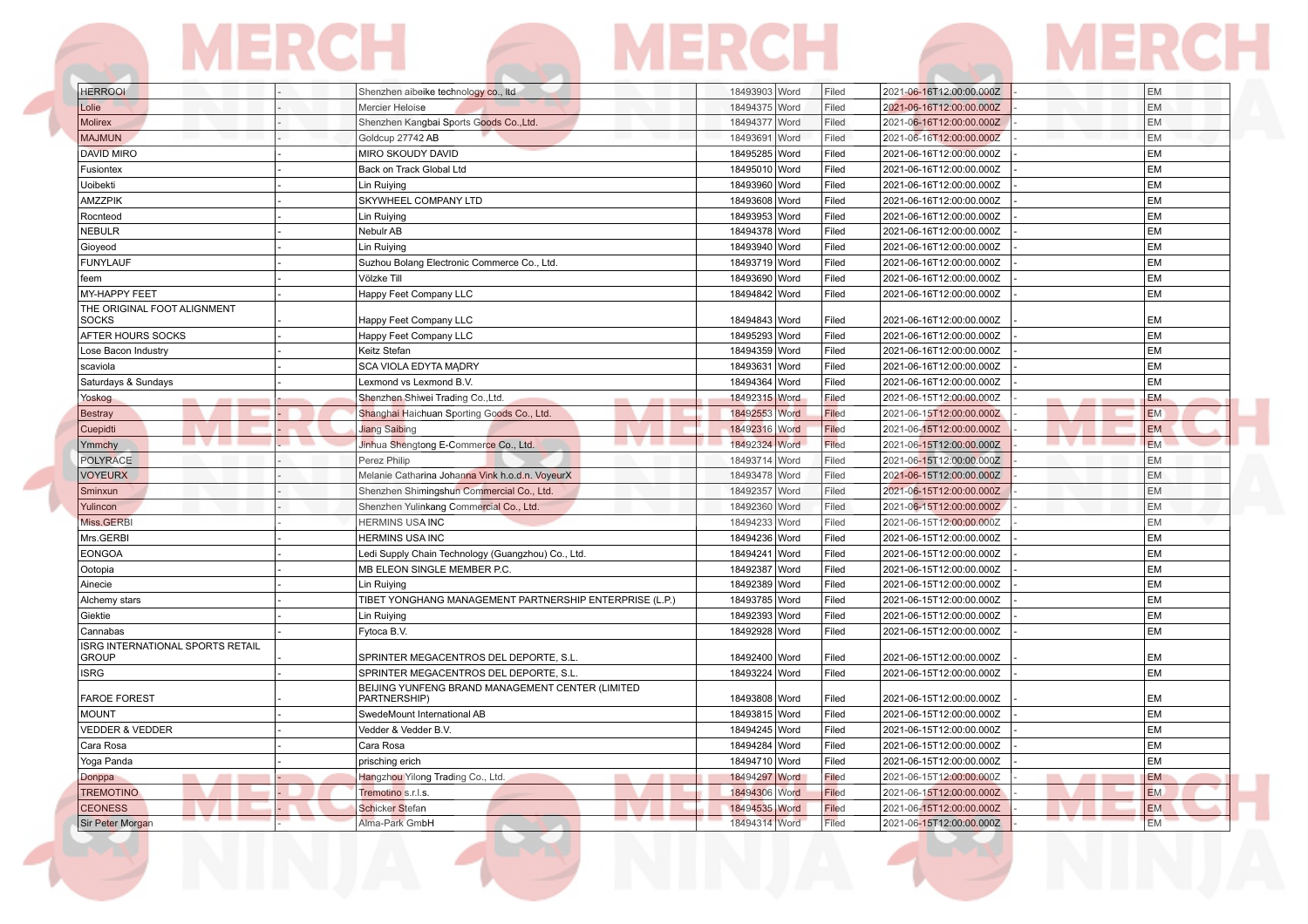| | | | | | | | | |
|---|---|---|---|---|---|---|---|---|
| HERROOI | - | Shenzhen aibeike technology co., ltd | 18493903 | Word | Filed | 2021-06-16T12:00:00.000Z | - | EM |
| Lolie | - | Mercier Heloise | 18494375 | Word | Filed | 2021-06-16T12:00:00.000Z | - | EM |
| Molirex | - | Shenzhen Kangbai Sports Goods Co.,Ltd. | 18494377 | Word | Filed | 2021-06-16T12:00:00.000Z | - | EM |
| MAJMUN | - | Goldcup 27742 AB | 18493691 | Word | Filed | 2021-06-16T12:00:00.000Z | - | EM |
| DAVID MIRO | - | MIRO SKOUDY DAVID | 18495285 | Word | Filed | 2021-06-16T12:00:00.000Z | - | EM |
| Fusiontex | - | Back on Track Global Ltd | 18495010 | Word | Filed | 2021-06-16T12:00:00.000Z | - | EM |
| Uoibekti | - | Lin Ruiying | 18493960 | Word | Filed | 2021-06-16T12:00:00.000Z | - | EM |
| AMZZPIK | - | SKYWHEEL COMPANY LTD | 18493608 | Word | Filed | 2021-06-16T12:00:00.000Z | - | EM |
| Rocnteod | - | Lin Ruiying | 18493953 | Word | Filed | 2021-06-16T12:00:00.000Z | - | EM |
| NEBULR | - | Nebulr AB | 18494378 | Word | Filed | 2021-06-16T12:00:00.000Z | - | EM |
| Gioyeod | - | Lin Ruiying | 18493940 | Word | Filed | 2021-06-16T12:00:00.000Z | - | EM |
| FUNYLAUF | - | Suzhou Bolang Electronic Commerce Co., Ltd. | 18493719 | Word | Filed | 2021-06-16T12:00:00.000Z | - | EM |
| feem | - | Völzke Till | 18493690 | Word | Filed | 2021-06-16T12:00:00.000Z | - | EM |
| MY-HAPPY FEET | - | Happy Feet Company LLC | 18494842 | Word | Filed | 2021-06-16T12:00:00.000Z | - | EM |
| THE ORIGINAL FOOT ALIGNMENT SOCKS | - | Happy Feet Company LLC | 18494843 | Word | Filed | 2021-06-16T12:00:00.000Z | - | EM |
| AFTER HOURS SOCKS | - | Happy Feet Company LLC | 18495293 | Word | Filed | 2021-06-16T12:00:00.000Z | - | EM |
| Lose Bacon Industry | - | Keitz Stefan | 18494359 | Word | Filed | 2021-06-16T12:00:00.000Z | - | EM |
| scaviola | - | SCA VIOLA EDYTA MĄDRY | 18493631 | Word | Filed | 2021-06-16T12:00:00.000Z | - | EM |
| Saturdays & Sundays | - | Lexmond vs Lexmond B.V. | 18494364 | Word | Filed | 2021-06-16T12:00:00.000Z | - | EM |
| Yoskog | - | Shenzhen Shiwei Trading Co.,Ltd. | 18492315 | Word | Filed | 2021-06-15T12:00:00.000Z | - | EM |
| Bestray | - | Shanghai Haichuan Sporting Goods Co., Ltd. | 18492553 | Word | Filed | 2021-06-15T12:00:00.000Z | - | EM |
| Cuepidti | - | Jiang Saibing | 18492316 | Word | Filed | 2021-06-15T12:00:00.000Z | - | EM |
| Ymmchy | - | Jinhua Shengtong E-Commerce Co., Ltd. | 18492324 | Word | Filed | 2021-06-15T12:00:00.000Z | - | EM |
| POLYRACE | - | Perez Philip | 18493714 | Word | Filed | 2021-06-15T12:00:00.000Z | - | EM |
| VOYEURX | - | Melanie Catharina Johanna Vink h.o.d.n. VoyeurX | 18493478 | Word | Filed | 2021-06-15T12:00:00.000Z | - | EM |
| Sminxun | - | Shenzhen Shimingshun Commercial Co., Ltd. | 18492357 | Word | Filed | 2021-06-15T12:00:00.000Z | - | EM |
| Yulincon | - | Shenzhen Yulinkang Commercial Co., Ltd. | 18492360 | Word | Filed | 2021-06-15T12:00:00.000Z | - | EM |
| Miss.GERBI | - | HERMINS USA INC | 18494233 | Word | Filed | 2021-06-15T12:00:00.000Z | - | EM |
| Mrs.GERBI | - | HERMINS USA INC | 18494236 | Word | Filed | 2021-06-15T12:00:00.000Z | - | EM |
| EONGOA | - | Ledi Supply Chain Technology (Guangzhou) Co., Ltd. | 18494241 | Word | Filed | 2021-06-15T12:00:00.000Z | - | EM |
| Ootopia | - | MB ELEON SINGLE MEMBER P.C. | 18492387 | Word | Filed | 2021-06-15T12:00:00.000Z | - | EM |
| Ainecie | - | Lin Ruiying | 18492389 | Word | Filed | 2021-06-15T12:00:00.000Z | - | EM |
| Alchemy stars | - | TIBET YONGHANG MANAGEMENT PARTNERSHIP ENTERPRISE (L.P.) | 18493785 | Word | Filed | 2021-06-15T12:00:00.000Z | - | EM |
| Giektie | - | Lin Ruiying | 18492393 | Word | Filed | 2021-06-15T12:00:00.000Z | - | EM |
| Cannabas | - | Fytoca B.V. | 18492928 | Word | Filed | 2021-06-15T12:00:00.000Z | - | EM |
| ISRG INTERNATIONAL SPORTS RETAIL GROUP | - | SPRINTER MEGACENTROS DEL DEPORTE, S.L. | 18492400 | Word | Filed | 2021-06-15T12:00:00.000Z | - | EM |
| ISRG | - | SPRINTER MEGACENTROS DEL DEPORTE, S.L. | 18493224 | Word | Filed | 2021-06-15T12:00:00.000Z | - | EM |
| FAROE FOREST | - | BEIJING YUNFENG BRAND MANAGEMENT CENTER (LIMITED PARTNERSHIP) | 18493808 | Word | Filed | 2021-06-15T12:00:00.000Z | - | EM |
| MOUNT | - | SwedeMount International AB | 18493815 | Word | Filed | 2021-06-15T12:00:00.000Z | - | EM |
| VEDDER & VEDDER | - | Vedder & Vedder B.V. | 18494245 | Word | Filed | 2021-06-15T12:00:00.000Z | - | EM |
| Cara Rosa | - | Cara Rosa | 18494284 | Word | Filed | 2021-06-15T12:00:00.000Z | - | EM |
| Yoga Panda | - | prisching erich | 18494710 | Word | Filed | 2021-06-15T12:00:00.000Z | - | EM |
| Donppa | - | Hangzhou Yilong Trading Co., Ltd. | 18494297 | Word | Filed | 2021-06-15T12:00:00.000Z | - | EM |
| TREMOTINO | - | Tremotino s.r.l.s. | 18494306 | Word | Filed | 2021-06-15T12:00:00.000Z | - | EM |
| CEONESS | - | Schicker Stefan | 18494535 | Word | Filed | 2021-06-15T12:00:00.000Z | - | EM |
| Sir Peter Morgan | - | Alma-Park GmbH | 18494314 | Word | Filed | 2021-06-15T12:00:00.000Z | - | EM |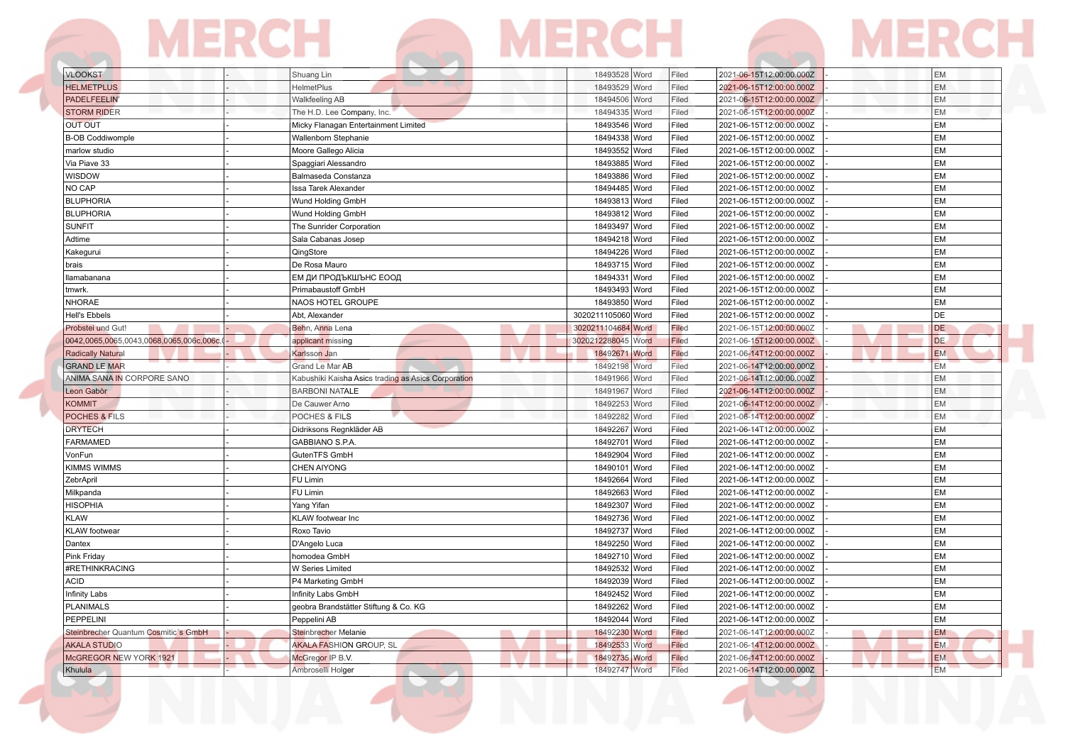| | | | | | | | | | |
|---|---|---|---|---|---|---|---|---|---|
| VLOOKST | - | Shuang Lin | 18493528 | Word | Filed | 2021-06-15T12:00:00.000Z | - | | EM |
| HELMETPLUS | - | HelmetPlus | 18493529 | Word | Filed | 2021-06-15T12:00:00.000Z | - | | EM |
| PADELFEELIN' | - | Walkfeeling AB | 18494506 | Word | Filed | 2021-06-15T12:00:00.000Z | - | | EM |
| STORM RIDER | - | The H.D. Lee Company, Inc. | 18494335 | Word | Filed | 2021-06-15T12:00:00.000Z | - | | EM |
| OUT OUT | - | Micky Flanagan Entertainment Limited | 18493546 | Word | Filed | 2021-06-15T12:00:00.000Z | - | | EM |
| B-OB Coddiwomple | - | Wallenborn Stephanie | 18494338 | Word | Filed | 2021-06-15T12:00:00.000Z | - | | EM |
| marlow studio | - | Moore Gallego Alicia | 18493552 | Word | Filed | 2021-06-15T12:00:00.000Z | - | | EM |
| Via Piave 33 | - | Spaggiari Alessandro | 18493885 | Word | Filed | 2021-06-15T12:00:00.000Z | - | | EM |
| WISDOW | - | Balmaseda Constanza | 18493886 | Word | Filed | 2021-06-15T12:00:00.000Z | - | | EM |
| NO CAP | - | Issa Tarek Alexander | 18494485 | Word | Filed | 2021-06-15T12:00:00.000Z | - | | EM |
| BLUPHORIA | - | Wund Holding GmbH | 18493813 | Word | Filed | 2021-06-15T12:00:00.000Z | - | | EM |
| BLUPHORIA | - | Wund Holding GmbH | 18493812 | Word | Filed | 2021-06-15T12:00:00.000Z | - | | EM |
| SUNFIT | - | The Sunrider Corporation | 18493497 | Word | Filed | 2021-06-15T12:00:00.000Z | - | | EM |
| Adtime | - | Sala Cabanas Josep | 18494218 | Word | Filed | 2021-06-15T12:00:00.000Z | - | | EM |
| Kakegurui | - | QingStore | 18494226 | Word | Filed | 2021-06-15T12:00:00.000Z | - | | EM |
| brais | - | De Rosa Mauro | 18493715 | Word | Filed | 2021-06-15T12:00:00.000Z | - | | EM |
| llamabanana | - | ЕМ ДИ ПРОДЪКШЪНС ЕООД | 18494331 | Word | Filed | 2021-06-15T12:00:00.000Z | - | | EM |
| tmwrk. | - | Primabaustoff GmbH | 18493493 | Word | Filed | 2021-06-15T12:00:00.000Z | - | | EM |
| NHORAE | - | NAOS HOTEL GROUPE | 18493850 | Word | Filed | 2021-06-15T12:00:00.000Z | - | | EM |
| Hell's Ebbels | - | Abt, Alexander | 3020211105060 | Word | Filed | 2021-06-15T12:00:00.000Z | - | | DE |
| Probstei und Gut! | - | Behn, Anna Lena | 3020211104684 | Word | Filed | 2021-06-15T12:00:00.000Z | - | | DE |
| 0042,0065,0065,0043,0068,0065,006c,006c,( | - | applicant missing | 3020212288045 | Word | Filed | 2021-06-15T12:00:00.000Z | - | | DE |
| Radically Natural | - | Karlsson Jan | 18492671 | Word | Filed | 2021-06-14T12:00:00.000Z | - | | EM |
| GRAND LE MAR | - | Grand Le Mar AB | 18492198 | Word | Filed | 2021-06-14T12:00:00.000Z | - | | EM |
| ANIMA SANA IN CORPORE SANO | - | Kabushiki Kaisha Asics trading as Asics Corporation | 18491966 | Word | Filed | 2021-06-14T12:00:00.000Z | - | | EM |
| Leon Gabòr | - | BARBONI NATALE | 18491967 | Word | Filed | 2021-06-14T12:00:00.000Z | - | | EM |
| KOMMIT | - | De Cauwer Arno | 18492253 | Word | Filed | 2021-06-14T12:00:00.000Z | - | | EM |
| POCHES & FILS | - | POCHES & FILS | 18492282 | Word | Filed | 2021-06-14T12:00:00.000Z | - | | EM |
| DRYTECH | - | Didriksons Regnkläder AB | 18492267 | Word | Filed | 2021-06-14T12:00:00.000Z | - | | EM |
| FARMAMED | - | GABBIANO S.P.A. | 18492701 | Word | Filed | 2021-06-14T12:00:00.000Z | - | | EM |
| VonFun | - | GutenTFS GmbH | 18492904 | Word | Filed | 2021-06-14T12:00:00.000Z | - | | EM |
| KIMMS WIMMS | - | CHEN AIYONG | 18490101 | Word | Filed | 2021-06-14T12:00:00.000Z | - | | EM |
| ZebrApril | - | FU Limin | 18492664 | Word | Filed | 2021-06-14T12:00:00.000Z | - | | EM |
| Milkpanda | - | FU Limin | 18492663 | Word | Filed | 2021-06-14T12:00:00.000Z | - | | EM |
| HISOPHIA | - | Yang Yifan | 18492307 | Word | Filed | 2021-06-14T12:00:00.000Z | - | | EM |
| KLAW | - | KLAW footwear Inc | 18492736 | Word | Filed | 2021-06-14T12:00:00.000Z | - | | EM |
| KLAW footwear | - | Roxo Tavio | 18492737 | Word | Filed | 2021-06-14T12:00:00.000Z | - | | EM |
| Dantex | - | D'Angelo Luca | 18492250 | Word | Filed | 2021-06-14T12:00:00.000Z | - | | EM |
| Pink Friday | - | homodea GmbH | 18492710 | Word | Filed | 2021-06-14T12:00:00.000Z | - | | EM |
| #RETHINKRACING | - | W Series Limited | 18492532 | Word | Filed | 2021-06-14T12:00:00.000Z | - | | EM |
| ACID | - | P4 Marketing GmbH | 18492039 | Word | Filed | 2021-06-14T12:00:00.000Z | - | | EM |
| Infinity Labs | - | Infinity Labs GmbH | 18492452 | Word | Filed | 2021-06-14T12:00:00.000Z | - | | EM |
| PLANIMALS | - | geobra Brandstätter Stiftung & Co. KG | 18492262 | Word | Filed | 2021-06-14T12:00:00.000Z | - | | EM |
| PEPPELINI | - | Peppelini AB | 18492044 | Word | Filed | 2021-06-14T12:00:00.000Z | - | | EM |
| Steinbrecher Quantum Cosmitic's GmbH | - | Steinbrecher Melanie | 18492230 | Word | Filed | 2021-06-14T12:00:00.000Z | - | | EM |
| AKALA STUDIO | - | AKALA FASHION GROUP, SL | 18492533 | Word | Filed | 2021-06-14T12:00:00.000Z | - | | EM |
| McGREGOR NEW YORK 1921 | - | McGregor IP B.V. | 18492735 | Word | Filed | 2021-06-14T12:00:00.000Z | - | | EM |
| Khulula | - | Ambroselli Holger | 18492747 | Word | Filed | 2021-06-14T12:00:00.000Z | - | | EM |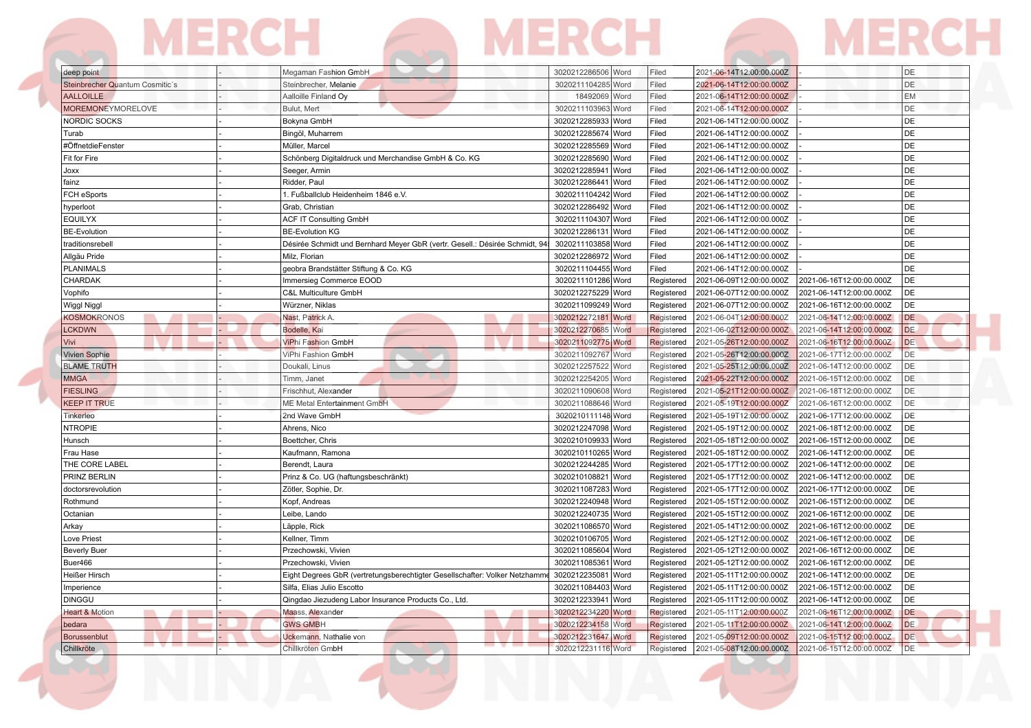| | | | | | | | | |
|---|---|---|---|---|---|---|---|---|
| deep point | - | Megaman Fashion GmbH | 3020212286506 | Word | Filed | 2021-06-14T12:00:00.000Z | - | DE |
| Steinbrecher Quantum Cosmitic´s | - | Steinbrecher, Melanie | 3020211104285 | Word | Filed | 2021-06-14T12:00:00.000Z | - | DE |
| AALLOILLE | - | Aalloille Finland Oy | 18492069 | Word | Filed | 2021-06-14T12:00:00.000Z | - | EM |
| MOREMONEYMORELOVE | - | Bulut, Mert | 3020211103963 | Word | Filed | 2021-06-14T12:00:00.000Z | - | DE |
| NORDIC SOCKS | - | Bokyna GmbH | 3020212285933 | Word | Filed | 2021-06-14T12:00:00.000Z | - | DE |
| Turab | - | Bingöl, Muharrem | 3020212285674 | Word | Filed | 2021-06-14T12:00:00.000Z | - | DE |
| #ÖffnetdieFenster | - | Müller, Marcel | 3020212285569 | Word | Filed | 2021-06-14T12:00:00.000Z | - | DE |
| Fit for Fire | - | Schönberg Digitaldruck und Merchandise GmbH & Co. KG | 3020212285690 | Word | Filed | 2021-06-14T12:00:00.000Z | - | DE |
| Joxx | - | Seeger, Armin | 3020212285941 | Word | Filed | 2021-06-14T12:00:00.000Z | - | DE |
| fainz | - | Ridder, Paul | 3020212286441 | Word | Filed | 2021-06-14T12:00:00.000Z | - | DE |
| FCH eSports | - | 1. Fußballclub Heidenheim 1846 e.V. | 3020211104242 | Word | Filed | 2021-06-14T12:00:00.000Z | - | DE |
| hyperloot | - | Grab, Christian | 3020212286492 | Word | Filed | 2021-06-14T12:00:00.000Z | - | DE |
| EQUILYX | - | ACF IT Consulting GmbH | 3020211104307 | Word | Filed | 2021-06-14T12:00:00.000Z | - | DE |
| BE-Evolution | - | BE-Evolution KG | 3020212286131 | Word | Filed | 2021-06-14T12:00:00.000Z | - | DE |
| traditionsrebell | - | Désirée Schmidt und Bernhard Meyer GbR (vertr. Gesell.: Désirée Schmidt, 94 | 3020211103858 | Word | Filed | 2021-06-14T12:00:00.000Z | - | DE |
| Allgäu Pride | - | Milz, Florian | 3020212286972 | Word | Filed | 2021-06-14T12:00:00.000Z | - | DE |
| PLANIMALS | - | geobra Brandstätter Stiftung & Co. KG | 3020211104455 | Word | Filed | 2021-06-14T12:00:00.000Z | - | DE |
| CHARDAK | - | Immersieg Commerce EOOD | 3020211101286 | Word | Registered | 2021-06-09T12:00:00.000Z | 2021-06-16T12:00:00.000Z | DE |
| Vophifo | - | C&L Multiculture GmbH | 3020212275229 | Word | Registered | 2021-06-07T12:00:00.000Z | 2021-06-14T12:00:00.000Z | DE |
| Wiggl Niggl | - | Würzner, Niklas | 3020211099249 | Word | Registered | 2021-06-07T12:00:00.000Z | 2021-06-16T12:00:00.000Z | DE |
| KOSMOKRONOS | - | Nast, Patrick A. | 3020212272181 | Word | Registered | 2021-06-04T12:00:00.000Z | 2021-06-14T12:00:00.000Z | DE |
| LCKDWN | - | Bodelle, Kai | 3020212270685 | Word | Registered | 2021-06-02T12:00:00.000Z | 2021-06-14T12:00:00.000Z | DE |
| Vivi | - | ViPhi Fashion GmbH | 3020211092775 | Word | Registered | 2021-05-26T12:00:00.000Z | 2021-06-16T12:00:00.000Z | DE |
| Vivien Sophie | - | ViPhi Fashion GmbH | 3020211092767 | Word | Registered | 2021-05-26T12:00:00.000Z | 2021-06-17T12:00:00.000Z | DE |
| BLAME TRUTH | - | Doukali, Linus | 3020212257522 | Word | Registered | 2021-05-25T12:00:00.000Z | 2021-06-14T12:00:00.000Z | DE |
| MMGA | - | Timm, Janet | 3020212254205 | Word | Registered | 2021-05-22T12:00:00.000Z | 2021-06-15T12:00:00.000Z | DE |
| FIESLING | - | Frischhut, Alexander | 3020211090608 | Word | Registered | 2021-05-21T12:00:00.000Z | 2021-06-18T12:00:00.000Z | DE |
| KEEP IT TRUE | - | ME Metal Entertainment GmbH | 3020211088646 | Word | Registered | 2021-05-19T12:00:00.000Z | 2021-06-16T12:00:00.000Z | DE |
| Tinkerleo | - | 2nd Wave GmbH | 3020210111148 | Word | Registered | 2021-05-19T12:00:00.000Z | 2021-06-17T12:00:00.000Z | DE |
| NTROPIE | - | Ahrens, Nico | 3020212247098 | Word | Registered | 2021-05-19T12:00:00.000Z | 2021-06-18T12:00:00.000Z | DE |
| Hunsch | - | Boettcher, Chris | 3020210109933 | Word | Registered | 2021-05-18T12:00:00.000Z | 2021-06-15T12:00:00.000Z | DE |
| Frau Hase | - | Kaufmann, Ramona | 3020210110265 | Word | Registered | 2021-05-18T12:00:00.000Z | 2021-06-14T12:00:00.000Z | DE |
| THE CORE LABEL | - | Berendt, Laura | 3020212244285 | Word | Registered | 2021-05-17T12:00:00.000Z | 2021-06-14T12:00:00.000Z | DE |
| PRINZ BERLIN | - | Prinz & Co. UG (haftungsbeschränkt) | 3020210108821 | Word | Registered | 2021-05-17T12:00:00.000Z | 2021-06-14T12:00:00.000Z | DE |
| doctorsrevolution | - | Zötler, Sophie, Dr. | 3020211087283 | Word | Registered | 2021-05-17T12:00:00.000Z | 2021-06-17T12:00:00.000Z | DE |
| Rothmund | - | Kopf, Andreas | 3020212240948 | Word | Registered | 2021-05-15T12:00:00.000Z | 2021-06-15T12:00:00.000Z | DE |
| Octanian | - | Leibe, Lando | 3020212240735 | Word | Registered | 2021-05-15T12:00:00.000Z | 2021-06-16T12:00:00.000Z | DE |
| Arkay | - | Läpple, Rick | 3020211086570 | Word | Registered | 2021-05-14T12:00:00.000Z | 2021-06-16T12:00:00.000Z | DE |
| Love Priest | - | Kellner, Timm | 3020210106705 | Word | Registered | 2021-05-12T12:00:00.000Z | 2021-06-16T12:00:00.000Z | DE |
| Beverly Buer | - | Przechowski, Vivien | 3020211085604 | Word | Registered | 2021-05-12T12:00:00.000Z | 2021-06-16T12:00:00.000Z | DE |
| Buer466 | - | Przechowski, Vivien | 3020211085361 | Word | Registered | 2021-05-12T12:00:00.000Z | 2021-06-16T12:00:00.000Z | DE |
| Heißer Hirsch | - | Eight Degrees GbR (vertretungsberechtigter Gesellschafter: Volker Netzhamme | 3020212235081 | Word | Registered | 2021-05-11T12:00:00.000Z | 2021-06-14T12:00:00.000Z | DE |
| Imperience | - | Silfa, Elias Julio Escotto | 3020211084403 | Word | Registered | 2021-05-11T12:00:00.000Z | 2021-06-15T12:00:00.000Z | DE |
| DINGGU | - | Qingdao Jiezudeng Labor Insurance Products Co., Ltd. | 3020212233941 | Word | Registered | 2021-05-11T12:00:00.000Z | 2021-06-14T12:00:00.000Z | DE |
| Heart & Motion | - | Maass, Alexander | 3020212234220 | Word | Registered | 2021-05-11T12:00:00.000Z | 2021-06-16T12:00:00.000Z | DE |
| bedara | - | GWS GMBH | 3020212234158 | Word | Registered | 2021-05-11T12:00:00.000Z | 2021-06-14T12:00:00.000Z | DE |
| Borussenblut | - | Uckemann, Nathalie von | 3020212231647 | Word | Registered | 2021-05-09T12:00:00.000Z | 2021-06-15T12:00:00.000Z | DE |
| Chillkröte | - | Chillkröten GmbH | 3020212231116 | Word | Registered | 2021-05-08T12:00:00.000Z | 2021-06-15T12:00:00.000Z | DE |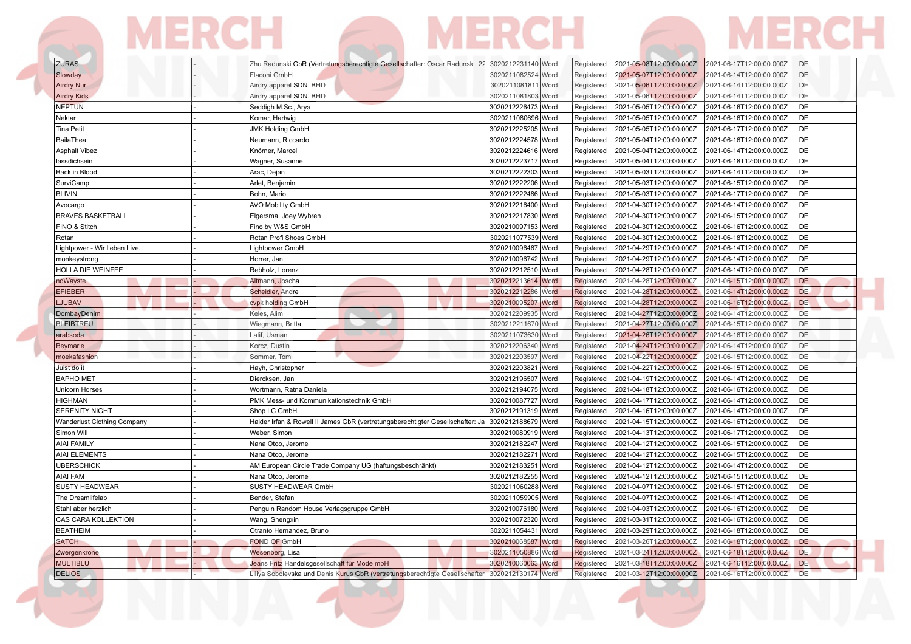| | | | | | | | | |
|---|---|---|---|---|---|---|---|---|
| ZURAS | - | Zhu Radunski GbR (Vertretungsberechtigte Gesellschafter: Oscar Radunski, 22 | 3020212231140 | Word | Registered | 2021-05-08T12:00:00.000Z | 2021-06-17T12:00:00.000Z | DE |
| Slowday | - | Flaconi GmbH | 3020211082524 | Word | Registered | 2021-05-07T12:00:00.000Z | 2021-06-14T12:00:00.000Z | DE |
| Airdry Nur | - | Airdry apparel SDN. BHD | 3020211081811 | Word | Registered | 2021-05-06T12:00:00.000Z | 2021-06-14T12:00:00.000Z | DE |
| Airdry Kids | - | Airdry apparel SDN. BHD | 3020211081803 | Word | Registered | 2021-05-06T12:00:00.000Z | 2021-06-14T12:00:00.000Z | DE |
| NEPTUN | - | Seddigh M.Sc., Arya | 3020212226473 | Word | Registered | 2021-05-05T12:00:00.000Z | 2021-06-16T12:00:00.000Z | DE |
| Nektar | - | Komar, Hartwig | 3020211080696 | Word | Registered | 2021-05-05T12:00:00.000Z | 2021-06-16T12:00:00.000Z | DE |
| Tina Petit | - | JMK Holding GmbH | 3020212225205 | Word | Registered | 2021-05-05T12:00:00.000Z | 2021-06-17T12:00:00.000Z | DE |
| BailaThea | - | Neumann, Riccardo | 3020212224578 | Word | Registered | 2021-05-04T12:00:00.000Z | 2021-06-16T12:00:00.000Z | DE |
| Asphalt Vibez | - | Knörner, Marcel | 3020212224616 | Word | Registered | 2021-05-04T12:00:00.000Z | 2021-06-14T12:00:00.000Z | DE |
| lassdichsein | - | Wagner, Susanne | 3020212223717 | Word | Registered | 2021-05-04T12:00:00.000Z | 2021-06-18T12:00:00.000Z | DE |
| Back in Blood | - | Arac, Dejan | 3020212222303 | Word | Registered | 2021-05-03T12:00:00.000Z | 2021-06-14T12:00:00.000Z | DE |
| SurviCamp | - | Arlet, Benjamin | 3020212222206 | Word | Registered | 2021-05-03T12:00:00.000Z | 2021-06-15T12:00:00.000Z | DE |
| BLIVIN | - | Bohn, Mario | 3020212222486 | Word | Registered | 2021-05-03T12:00:00.000Z | 2021-06-17T12:00:00.000Z | DE |
| Avocargo | - | AVO Mobility GmbH | 3020212216400 | Word | Registered | 2021-04-30T12:00:00.000Z | 2021-06-14T12:00:00.000Z | DE |
| BRAVES BASKETBALL | - | Elgersma, Joey Wybren | 3020212217830 | Word | Registered | 2021-04-30T12:00:00.000Z | 2021-06-15T12:00:00.000Z | DE |
| FINO & Stitch | - | Fino by W&S GmbH | 3020210097153 | Word | Registered | 2021-04-30T12:00:00.000Z | 2021-06-16T12:00:00.000Z | DE |
| Rotan | - | Rotan Profi Shoes GmbH | 3020211077539 | Word | Registered | 2021-04-30T12:00:00.000Z | 2021-06-18T12:00:00.000Z | DE |
| Lightpower - Wir lieben Live. | - | Lightpower GmbH | 3020210096467 | Word | Registered | 2021-04-29T12:00:00.000Z | 2021-06-14T12:00:00.000Z | DE |
| monkeystrong | - | Horrer, Jan | 3020210096742 | Word | Registered | 2021-04-29T12:00:00.000Z | 2021-06-14T12:00:00.000Z | DE |
| HOLLA DIE WEINFEE | - | Rebholz, Lorenz | 3020212212510 | Word | Registered | 2021-04-28T12:00:00.000Z | 2021-06-14T12:00:00.000Z | DE |
| noWayste | - | Altmann, Joscha | 3020212213614 | Word | Registered | 2021-04-28T12:00:00.000Z | 2021-06-15T12:00:00.000Z | DE |
| EFIEBER | - | Scheidler, Andre | 3020212212286 | Word | Registered | 2021-04-28T12:00:00.000Z | 2021-06-14T12:00:00.000Z | DE |
| LJUBAV | - | cvpk holding GmbH | 3020210095207 | Word | Registered | 2021-04-28T12:00:00.000Z | 2021-06-16T12:00:00.000Z | DE |
| DombayDenim | - | Keles, Alim | 3020212209935 | Word | Registered | 2021-04-27T12:00:00.000Z | 2021-06-14T12:00:00.000Z | DE |
| BLEIBTREU | - | Wiegmann, Britta | 3020212211670 | Word | Registered | 2021-04-27T12:00:00.000Z | 2021-06-15T12:00:00.000Z | DE |
| arabsoda | - | Latif, Usman | 3020211073630 | Word | Registered | 2021-04-26T12:00:00.000Z | 2021-06-16T12:00:00.000Z | DE |
| Beymarie | - | Korcz, Dustin | 3020212206340 | Word | Registered | 2021-04-24T12:00:00.000Z | 2021-06-14T12:00:00.000Z | DE |
| moekafashion | - | Sommer, Tom | 3020212203597 | Word | Registered | 2021-04-22T12:00:00.000Z | 2021-06-15T12:00:00.000Z | DE |
| Juist do it | - | Hayh, Christopher | 3020212203821 | Word | Registered | 2021-04-22T12:00:00.000Z | 2021-06-15T12:00:00.000Z | DE |
| BAPHO MET | - | Diercksen, Jan | 3020212196507 | Word | Registered | 2021-04-19T12:00:00.000Z | 2021-06-14T12:00:00.000Z | DE |
| Unicorn Horses | - | Wortmann, Ratna Daniela | 3020212194075 | Word | Registered | 2021-04-18T12:00:00.000Z | 2021-06-16T12:00:00.000Z | DE |
| HIGHMAN | - | PMK Mess- und Kommunikationstechnik GmbH | 3020210087727 | Word | Registered | 2021-04-17T12:00:00.000Z | 2021-06-14T12:00:00.000Z | DE |
| SERENITY NIGHT | - | Shop LC GmbH | 3020212191319 | Word | Registered | 2021-04-16T12:00:00.000Z | 2021-06-14T12:00:00.000Z | DE |
| Wanderlust Clothing Company | - | Haider Irfan & Rowell II James GbR (vertretungsberechtigter Gesellschafter: Ja | 3020212188679 | Word | Registered | 2021-04-15T12:00:00.000Z | 2021-06-16T12:00:00.000Z | DE |
| Simon Will | - | Weber, Simon | 3020210080919 | Word | Registered | 2021-04-13T12:00:00.000Z | 2021-06-17T12:00:00.000Z | DE |
| AIAI FAMILY | - | Nana Otoo, Jerome | 3020212182247 | Word | Registered | 2021-04-12T12:00:00.000Z | 2021-06-15T12:00:00.000Z | DE |
| AIAI ELEMENTS | - | Nana Otoo, Jerome | 3020212182271 | Word | Registered | 2021-04-12T12:00:00.000Z | 2021-06-15T12:00:00.000Z | DE |
| UBERSCHICK | - | AM European Circle Trade Company UG (haftungsbeschränkt) | 3020212183251 | Word | Registered | 2021-04-12T12:00:00.000Z | 2021-06-14T12:00:00.000Z | DE |
| AIAI FAM | - | Nana Otoo, Jerome | 3020212182255 | Word | Registered | 2021-04-12T12:00:00.000Z | 2021-06-15T12:00:00.000Z | DE |
| SUSTY HEADWEAR | - | SUSTY HEADWEAR GmbH | 3020211060288 | Word | Registered | 2021-04-07T12:00:00.000Z | 2021-06-15T12:00:00.000Z | DE |
| The Dreamlifelab | - | Bender, Stefan | 3020211059905 | Word | Registered | 2021-04-07T12:00:00.000Z | 2021-06-14T12:00:00.000Z | DE |
| Stahl aber herzlich | - | Penguin Random House Verlagsgruppe GmbH | 3020210076180 | Word | Registered | 2021-04-03T12:00:00.000Z | 2021-06-16T12:00:00.000Z | DE |
| CAS CARA KOLLEKTION | - | Wang, Shengxin | 3020210072320 | Word | Registered | 2021-03-31T12:00:00.000Z | 2021-06-16T12:00:00.000Z | DE |
| BEATHEIM | - | Otranto Hernandez, Bruno | 3020211054431 | Word | Registered | 2021-03-29T12:00:00.000Z | 2021-06-18T12:00:00.000Z | DE |
| SATCH | - | FOND OF GmbH | 3020210068587 | Word | Registered | 2021-03-26T12:00:00.000Z | 2021-06-18T12:00:00.000Z | DE |
| Zwergenkrone | - | Wesenberg, Lisa | 3020211050886 | Word | Registered | 2021-03-24T12:00:00.000Z | 2021-06-18T12:00:00.000Z | DE |
| MULTIBLU | - | Jeans Fritz Handelsgesellschaft für Mode mbH | 3020210060063 | Word | Registered | 2021-03-18T12:00:00.000Z | 2021-06-16T12:00:00.000Z | DE |
| DELIOS | - | Liliya Sobolevska und Denis Kurus GbR (vertretungsberechtigte Gesellschafter | 3020212130174 | Word | Registered | 2021-03-12T12:00:00.000Z | 2021-06-16T12:00:00.000Z | DE |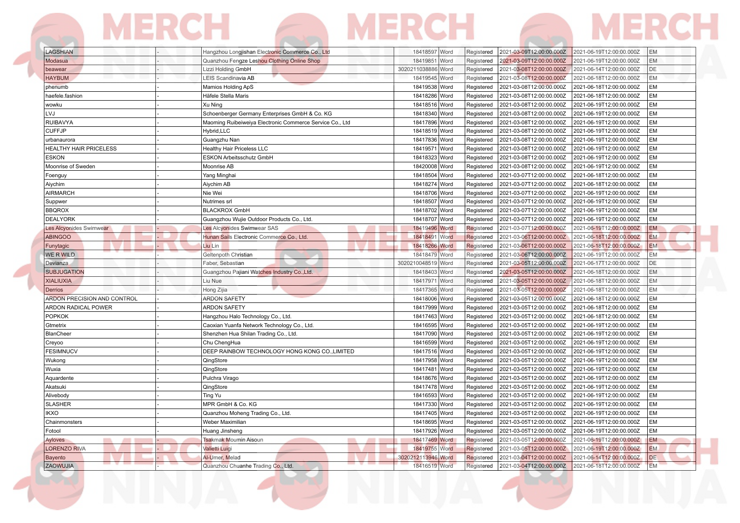| | | | | | | | | |
|---|---|---|---|---|---|---|---|---|
| LAGSHIAN | - | Hangzhou Longjishan Electronic Commerce Co., Ltd | 18418597 | Word | Registered | 2021-03-09T12:00:00.000Z | 2021-06-19T12:00:00.000Z | EM |
| Modasua | - | Quanzhou Fengze Leshou Clothing Online Shop | 18419851 | Word | Registered | 2021-03-09T12:00:00.000Z | 2021-06-19T12:00:00.000Z | EM |
| beawear | - | Lizzi Holding GmbH | 3020211038886 | Word | Registered | 2021-03-08T12:00:00.000Z | 2021-06-14T12:00:00.000Z | DE |
| HAYBUM | - | LEIS Scandinavia AB | 18419545 | Word | Registered | 2021-03-08T12:00:00.000Z | 2021-06-18T12:00:00.000Z | EM |
| phenumb | - | Mamios Holding ApS | 18419538 | Word | Registered | 2021-03-08T12:00:00.000Z | 2021-06-18T12:00:00.000Z | EM |
| haefele.fashion | - | Häfele Stella Maris | 18418286 | Word | Registered | 2021-03-08T12:00:00.000Z | 2021-06-18T12:00:00.000Z | EM |
| wowku | - | Xu Ning | 18418516 | Word | Registered | 2021-03-08T12:00:00.000Z | 2021-06-19T12:00:00.000Z | EM |
| LVJ | - | Schoenberger Germany Enterprises GmbH & Co. KG | 18418340 | Word | Registered | 2021-03-08T12:00:00.000Z | 2021-06-19T12:00:00.000Z | EM |
| RUIBAVYA | - | Maoming Ruibeiweiya Electronic Commerce Service Co., Ltd | 18417896 | Word | Registered | 2021-03-08T12:00:00.000Z | 2021-06-19T12:00:00.000Z | EM |
| CUFFJP | - | Hybrid,LLC | 18418519 | Word | Registered | 2021-03-08T12:00:00.000Z | 2021-06-19T12:00:00.000Z | EM |
| urbanaurora | - | Guangzhu Nan | 18417836 | Word | Registered | 2021-03-08T12:00:00.000Z | 2021-06-19T12:00:00.000Z | EM |
| HEALTHY HAIR PRICELESS | - | Healthy Hair Priceless LLC | 18419571 | Word | Registered | 2021-03-08T12:00:00.000Z | 2021-06-19T12:00:00.000Z | EM |
| ESKON | - | ESKON Arbeitsschutz GmbH | 18418323 | Word | Registered | 2021-03-08T12:00:00.000Z | 2021-06-19T12:00:00.000Z | EM |
| Moonrise of Sweden | - | Moonrise AB | 18420008 | Word | Registered | 2021-03-08T12:00:00.000Z | 2021-06-19T12:00:00.000Z | EM |
| Foenguy | - | Yang Minghai | 18418504 | Word | Registered | 2021-03-07T12:00:00.000Z | 2021-06-18T12:00:00.000Z | EM |
| Aiychim | - | Aiychim AB | 18418274 | Word | Registered | 2021-03-07T12:00:00.000Z | 2021-06-19T12:00:00.000Z | EM |
| AIRMARCH | - | Nie Wei | 18418706 | Word | Registered | 2021-03-07T12:00:00.000Z | 2021-06-19T12:00:00.000Z | EM |
| Suppwer | - | Nutrimes srl | 18418507 | Word | Registered | 2021-03-07T12:00:00.000Z | 2021-06-19T12:00:00.000Z | EM |
| BBQROX | - | BLACKROX GmbH | 18418702 | Word | Registered | 2021-03-07T12:00:00.000Z | 2021-06-19T12:00:00.000Z | EM |
| DEALYORK | - | Guangzhou Wujie Outdoor Products Co., Ltd. | 18418707 | Word | Registered | 2021-03-07T12:00:00.000Z | 2021-06-19T12:00:00.000Z | EM |
| Les Alcyonides Swimwear | - | Les Alcyonides Swimwear SAS | 18419496 | Word | Registered | 2021-03-07T12:00:00.000Z | 2021-06-19T12:00:00.000Z | EM |
| ABINGOO | - | Hunan Sails Electronic Commerce Co., Ltd. | 18418491 | Word | Registered | 2021-03-06T12:00:00.000Z | 2021-06-18T12:00:00.000Z | EM |
| Funytagic | - | Liu Lin | 18418266 | Word | Registered | 2021-03-06T12:00:00.000Z | 2021-06-18T12:00:00.000Z | EM |
| WE R WILD | - | Geltenpoth Christian | 18418479 | Word | Registered | 2021-03-06T12:00:00.000Z | 2021-06-19T12:00:00.000Z | EM |
| Devianza | - | Faber, Sebastian | 3020210048519 | Word | Registered | 2021-03-05T12:00:00.000Z | 2021-06-17T12:00:00.000Z | DE |
| SUBJUGATION | - | Guangzhou Pajiani Watches Industry Co.,Ltd. | 18418403 | Word | Registered | 2021-03-05T12:00:00.000Z | 2021-06-18T12:00:00.000Z | EM |
| XIALIUXIA | - | Liu Nue | 18417971 | Word | Registered | 2021-03-05T12:00:00.000Z | 2021-06-18T12:00:00.000Z | EM |
| Derrios | - | Hong Zijia | 18417365 | Word | Registered | 2021-03-05T12:00:00.000Z | 2021-06-18T12:00:00.000Z | EM |
| ARDON PRECISION AND CONTROL | - | ARDON SAFETY | 18418006 | Word | Registered | 2021-03-05T12:00:00.000Z | 2021-06-18T12:00:00.000Z | EM |
| ARDON RADICAL POWER | - | ARDON SAFETY | 18417999 | Word | Registered | 2021-03-05T12:00:00.000Z | 2021-06-18T12:00:00.000Z | EM |
| POPKOK | - | Hangzhou Halo Technology Co., Ltd. | 18417463 | Word | Registered | 2021-03-05T12:00:00.000Z | 2021-06-18T12:00:00.000Z | EM |
| Gtmetrix | - | Caoxian Yuanfa Network Technology Co., Ltd. | 18416595 | Word | Registered | 2021-03-05T12:00:00.000Z | 2021-06-19T12:00:00.000Z | EM |
| BlanCheer | - | Shenzhen Hua Shilan Trading Co., Ltd. | 18417090 | Word | Registered | 2021-03-05T12:00:00.000Z | 2021-06-19T12:00:00.000Z | EM |
| Creyoo | - | Chu ChengHua | 18416599 | Word | Registered | 2021-03-05T12:00:00.000Z | 2021-06-19T12:00:00.000Z | EM |
| FESIMNUCV | - | DEEP RAINBOW TECHNOLOGY HONG KONG CO.,LIMITED | 18417516 | Word | Registered | 2021-03-05T12:00:00.000Z | 2021-06-19T12:00:00.000Z | EM |
| Wukong | - | QingStore | 18417958 | Word | Registered | 2021-03-05T12:00:00.000Z | 2021-06-19T12:00:00.000Z | EM |
| Wuxia | - | QingStore | 18417481 | Word | Registered | 2021-03-05T12:00:00.000Z | 2021-06-19T12:00:00.000Z | EM |
| Aquardente | - | Pulchra Virago | 18418676 | Word | Registered | 2021-03-05T12:00:00.000Z | 2021-06-19T12:00:00.000Z | EM |
| Akatsuki | - | QingStore | 18417478 | Word | Registered | 2021-03-05T12:00:00.000Z | 2021-06-19T12:00:00.000Z | EM |
| Alivebody | - | Ting Yu | 18416593 | Word | Registered | 2021-03-05T12:00:00.000Z | 2021-06-19T12:00:00.000Z | EM |
| SLASHER | - | MPR GmbH & Co. KG | 18417330 | Word | Registered | 2021-03-05T12:00:00.000Z | 2021-06-19T12:00:00.000Z | EM |
| IKXO | - | Quanzhou Moheng Trading Co., Ltd. | 18417405 | Word | Registered | 2021-03-05T12:00:00.000Z | 2021-06-19T12:00:00.000Z | EM |
| Chainmonsters | - | Weber Maximilian | 18418695 | Word | Registered | 2021-03-05T12:00:00.000Z | 2021-06-19T12:00:00.000Z | EM |
| Fotool | - | Huang Jinsheng | 18417926 | Word | Registered | 2021-03-05T12:00:00.000Z | 2021-06-19T12:00:00.000Z | EM |
| Ayloves | - | Tsakmak Moumin Aisoun | 18417469 | Word | Registered | 2021-03-05T12:00:00.000Z | 2021-06-19T12:00:00.000Z | EM |
| LORENZO RIVA | - | Valietti Luigi | 18419755 | Word | Registered | 2021-03-05T12:00:00.000Z | 2021-06-19T12:00:00.000Z | EM |
| Bayento | - | Al-Umer, Melad | 3020212113946 | Word | Registered | 2021-03-04T12:00:00.000Z | 2021-06-14T12:00:00.000Z | DE |
| ZAOWUJIA | - | Quanzhou Chuanhe Trading Co., Ltd. | 18416519 | Word | Registered | 2021-03-04T12:00:00.000Z | 2021-06-18T12:00:00.000Z | EM |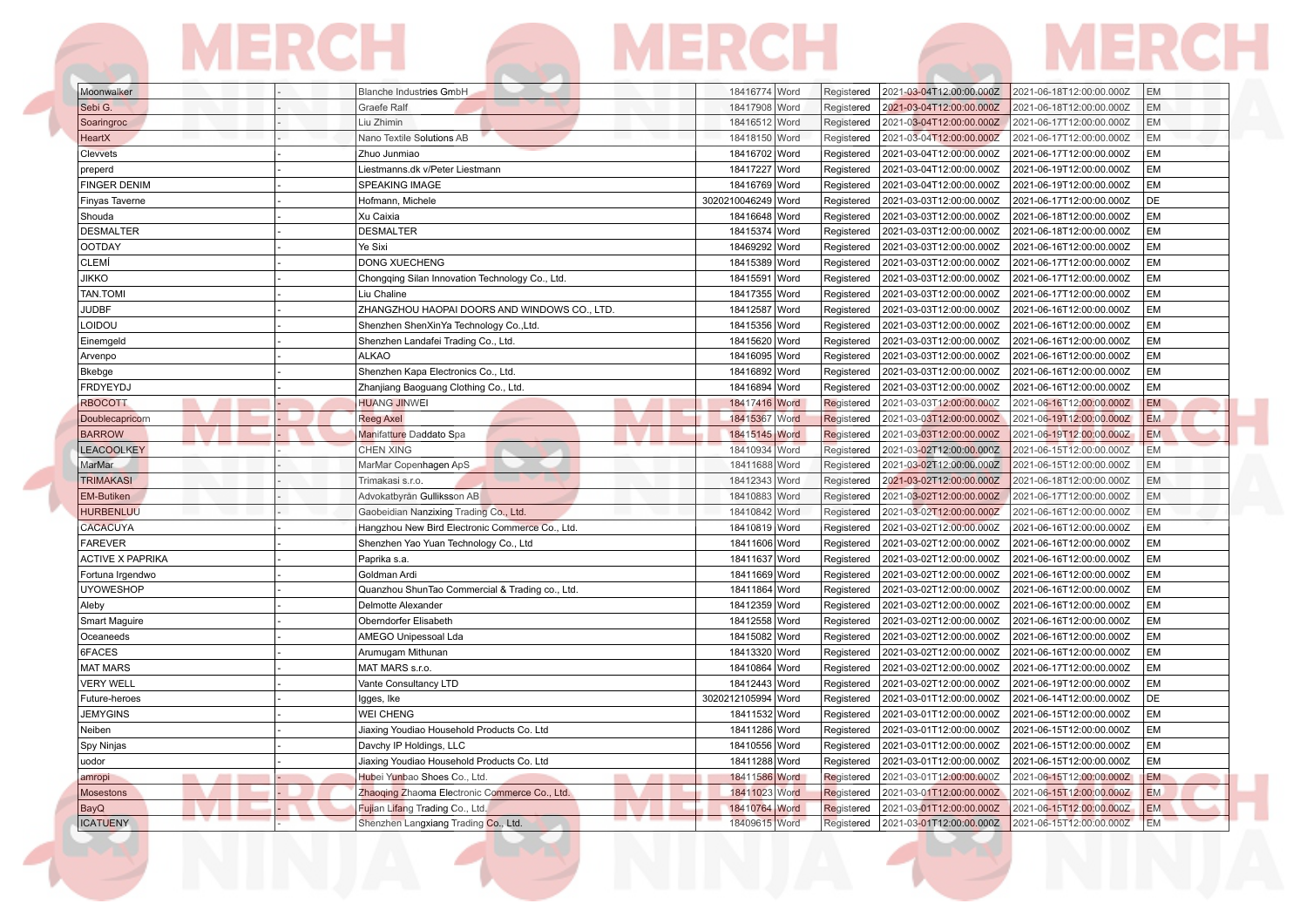| Moonwalker | - | Blanche Industries GmbH | 18416774 | Word | Registered | 2021-03-04T12:00:00.000Z | 2021-06-18T12:00:00.000Z | EM |
|---|---|---|---|---|---|---|---|---|
| Sebi G. | - | Graefe Ralf | 18417908 | Word | Registered | 2021-03-04T12:00:00.000Z | 2021-06-18T12:00:00.000Z | EM |
| Soaringroc | - | Liu Zhimin | 18416512 | Word | Registered | 2021-03-04T12:00:00.000Z | 2021-06-17T12:00:00.000Z | EM |
| HeartX | - | Nano Textile Solutions AB | 18418150 | Word | Registered | 2021-03-04T12:00:00.000Z | 2021-06-17T12:00:00.000Z | EM |
| Clevvets | - | Zhuo Junmiao | 18416702 | Word | Registered | 2021-03-04T12:00:00.000Z | 2021-06-17T12:00:00.000Z | EM |
| preperd | - | Liestmanns.dk v/Peter Liestmann | 18417227 | Word | Registered | 2021-03-04T12:00:00.000Z | 2021-06-19T12:00:00.000Z | EM |
| FINGER DENIM | - | SPEAKING IMAGE | 18416769 | Word | Registered | 2021-03-04T12:00:00.000Z | 2021-06-19T12:00:00.000Z | EM |
| Finyas Taverne | - | Hofmann, Michele | 3020210046249 | Word | Registered | 2021-03-03T12:00:00.000Z | 2021-06-17T12:00:00.000Z | DE |
| Shouda | - | Xu Caixia | 18416648 | Word | Registered | 2021-03-03T12:00:00.000Z | 2021-06-18T12:00:00.000Z | EM |
| DESMALTER | - | DESMALTER | 18415374 | Word | Registered | 2021-03-03T12:00:00.000Z | 2021-06-18T12:00:00.000Z | EM |
| OOTDAY | - | Ye Sixi | 18469292 | Word | Registered | 2021-03-03T12:00:00.000Z | 2021-06-16T12:00:00.000Z | EM |
| CLEMÍ | - | DONG XUECHENG | 18415389 | Word | Registered | 2021-03-03T12:00:00.000Z | 2021-06-17T12:00:00.000Z | EM |
| JIKKO | - | Chongqing Silan Innovation Technology Co., Ltd. | 18415591 | Word | Registered | 2021-03-03T12:00:00.000Z | 2021-06-17T12:00:00.000Z | EM |
| TAN.TOMI | - | Liu Chaline | 18417355 | Word | Registered | 2021-03-03T12:00:00.000Z | 2021-06-17T12:00:00.000Z | EM |
| JUDBF | - | ZHANGZHOU HAOPAI DOORS AND WINDOWS CO., LTD. | 18412587 | Word | Registered | 2021-03-03T12:00:00.000Z | 2021-06-16T12:00:00.000Z | EM |
| LOIDOU | - | Shenzhen ShenXinYa Technology Co.,Ltd. | 18415356 | Word | Registered | 2021-03-03T12:00:00.000Z | 2021-06-16T12:00:00.000Z | EM |
| Einemgeld | - | Shenzhen Landafei Trading Co., Ltd. | 18415620 | Word | Registered | 2021-03-03T12:00:00.000Z | 2021-06-16T12:00:00.000Z | EM |
| Arvenpo | - | ALKAO | 18416095 | Word | Registered | 2021-03-03T12:00:00.000Z | 2021-06-16T12:00:00.000Z | EM |
| Bkebge | - | Shenzhen Kapa Electronics Co., Ltd. | 18416892 | Word | Registered | 2021-03-03T12:00:00.000Z | 2021-06-16T12:00:00.000Z | EM |
| FRDYEYDJ | - | Zhanjiang Baoguang Clothing Co., Ltd. | 18416894 | Word | Registered | 2021-03-03T12:00:00.000Z | 2021-06-16T12:00:00.000Z | EM |
| RBOCOTT | - | HUANG JINWEI | 18417416 | Word | Registered | 2021-03-03T12:00:00.000Z | 2021-06-16T12:00:00.000Z | EM |
| Doublecapricorn | - | Reeg Axel | 18415367 | Word | Registered | 2021-03-03T12:00:00.000Z | 2021-06-19T12:00:00.000Z | EM |
| BARROW | - | Manifatture Daddato Spa | 18415145 | Word | Registered | 2021-03-03T12:00:00.000Z | 2021-06-19T12:00:00.000Z | EM |
| LEACOOLKEY | - | CHEN XING | 18410934 | Word | Registered | 2021-03-02T12:00:00.000Z | 2021-06-15T12:00:00.000Z | EM |
| MarMar | - | MarMar Copenhagen ApS | 18411688 | Word | Registered | 2021-03-02T12:00:00.000Z | 2021-06-15T12:00:00.000Z | EM |
| TRIMAKASI | - | Trimakasi s.r.o. | 18412343 | Word | Registered | 2021-03-02T12:00:00.000Z | 2021-06-18T12:00:00.000Z | EM |
| EM-Butiken | - | Advokatbyrån Gulliksson AB | 18410883 | Word | Registered | 2021-03-02T12:00:00.000Z | 2021-06-17T12:00:00.000Z | EM |
| HURBENLUU | - | Gaobeidian Nanzixing Trading Co., Ltd. | 18410842 | Word | Registered | 2021-03-02T12:00:00.000Z | 2021-06-16T12:00:00.000Z | EM |
| CACACUYA | - | Hangzhou New Bird Electronic Commerce Co., Ltd. | 18410819 | Word | Registered | 2021-03-02T12:00:00.000Z | 2021-06-16T12:00:00.000Z | EM |
| FAREVER | - | Shenzhen Yao Yuan Technology Co., Ltd | 18411606 | Word | Registered | 2021-03-02T12:00:00.000Z | 2021-06-16T12:00:00.000Z | EM |
| ACTIVE X PAPRIKA | - | Paprika s.a. | 18411637 | Word | Registered | 2021-03-02T12:00:00.000Z | 2021-06-16T12:00:00.000Z | EM |
| Fortuna Irgendwo | - | Goldman Ardi | 18411669 | Word | Registered | 2021-03-02T12:00:00.000Z | 2021-06-16T12:00:00.000Z | EM |
| UYOWESHOP | - | Quanzhou ShunTao Commercial & Trading co., Ltd. | 18411864 | Word | Registered | 2021-03-02T12:00:00.000Z | 2021-06-16T12:00:00.000Z | EM |
| Aleby | - | Delmotte Alexander | 18412359 | Word | Registered | 2021-03-02T12:00:00.000Z | 2021-06-16T12:00:00.000Z | EM |
| Smart Maguire | - | Oberndorfer Elisabeth | 18412558 | Word | Registered | 2021-03-02T12:00:00.000Z | 2021-06-16T12:00:00.000Z | EM |
| Oceaneeds | - | AMEGO Unipessoal Lda | 18415082 | Word | Registered | 2021-03-02T12:00:00.000Z | 2021-06-16T12:00:00.000Z | EM |
| 6FACES | - | Arumugam Mithunan | 18413320 | Word | Registered | 2021-03-02T12:00:00.000Z | 2021-06-16T12:00:00.000Z | EM |
| MAT MARS | - | MAT MARS s.r.o. | 18410864 | Word | Registered | 2021-03-02T12:00:00.000Z | 2021-06-17T12:00:00.000Z | EM |
| VERY WELL | - | Vante Consultancy LTD | 18412443 | Word | Registered | 2021-03-02T12:00:00.000Z | 2021-06-19T12:00:00.000Z | EM |
| Future-heroes | - | Igges, Ike | 3020212105994 | Word | Registered | 2021-03-01T12:00:00.000Z | 2021-06-14T12:00:00.000Z | DE |
| JEMYGINS | - | WEI CHENG | 18411532 | Word | Registered | 2021-03-01T12:00:00.000Z | 2021-06-15T12:00:00.000Z | EM |
| Neiben | - | Jiaxing Youdiao Household Products Co. Ltd | 18411286 | Word | Registered | 2021-03-01T12:00:00.000Z | 2021-06-15T12:00:00.000Z | EM |
| Spy Ninjas | - | Davchy IP Holdings, LLC | 18410556 | Word | Registered | 2021-03-01T12:00:00.000Z | 2021-06-15T12:00:00.000Z | EM |
| uodor | - | Jiaxing Youdiao Household Products Co. Ltd | 18411288 | Word | Registered | 2021-03-01T12:00:00.000Z | 2021-06-15T12:00:00.000Z | EM |
| amropi | - | Hubei Yunbao Shoes Co., Ltd. | 18411586 | Word | Registered | 2021-03-01T12:00:00.000Z | 2021-06-15T12:00:00.000Z | EM |
| Mosestons | - | Zhaoqing Zhaoma Electronic Commerce Co., Ltd. | 18411023 | Word | Registered | 2021-03-01T12:00:00.000Z | 2021-06-15T12:00:00.000Z | EM |
| BayQ | - | Fujian Lifang Trading Co., Ltd. | 18410764 | Word | Registered | 2021-03-01T12:00:00.000Z | 2021-06-15T12:00:00.000Z | EM |
| ICATUENY | - | Shenzhen Langxiang Trading Co., Ltd. | 18409615 | Word | Registered | 2021-03-01T12:00:00.000Z | 2021-06-15T12:00:00.000Z | EM |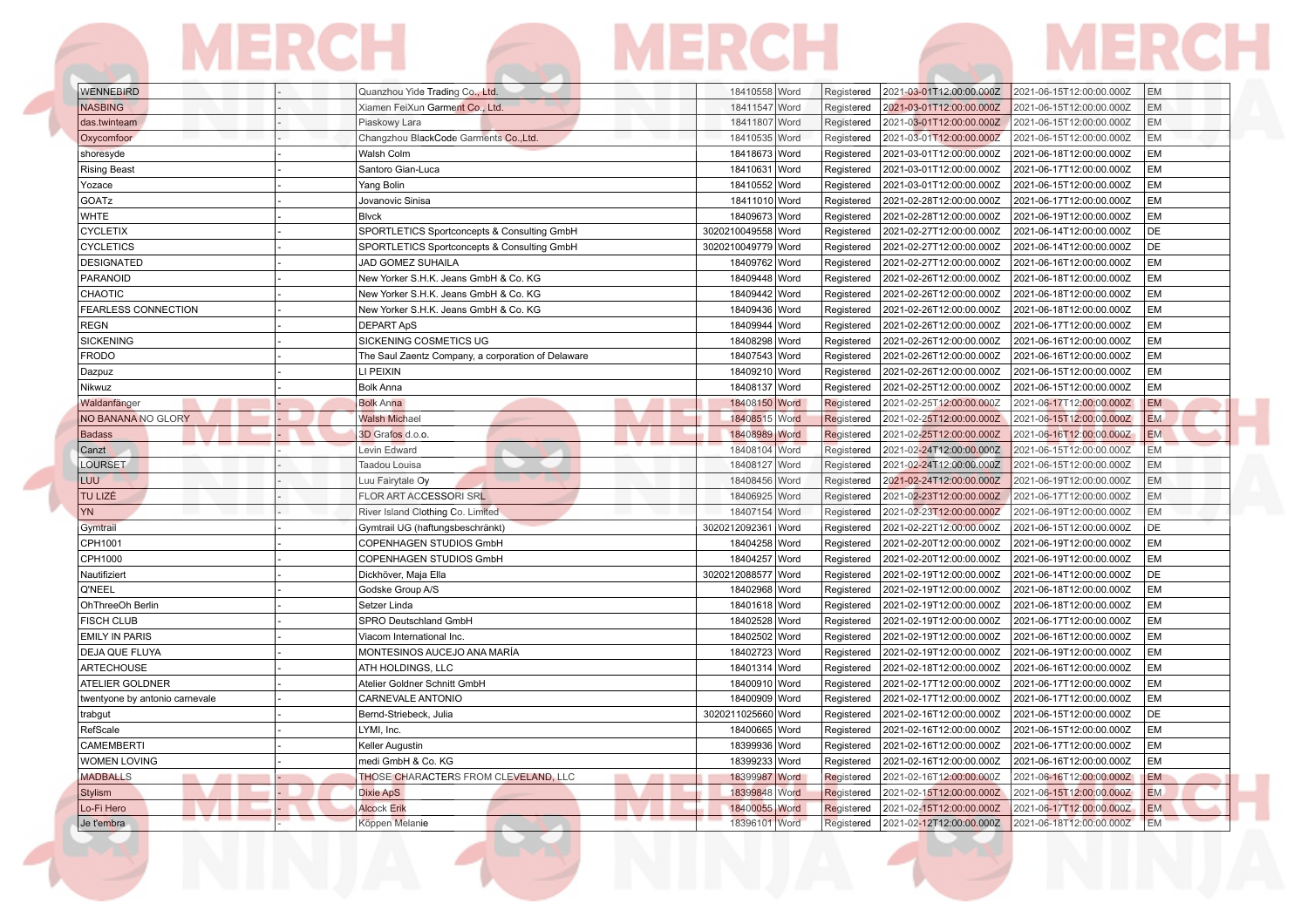| | | | | | | | | |
|---|---|---|---|---|---|---|---|---|
| WENNEBIRD | - | Quanzhou Yide Trading Co., Ltd. | 18410558 | Word | Registered | 2021-03-01T12:00:00.000Z | 2021-06-15T12:00:00.000Z | EM |
| NASBING | - | Xiamen FeiXun Garment Co., Ltd. | 18411547 | Word | Registered | 2021-03-01T12:00:00.000Z | 2021-06-15T12:00:00.000Z | EM |
| das.twinteam | - | Piaskowy Lara | 18411807 | Word | Registered | 2021-03-01T12:00:00.000Z | 2021-06-15T12:00:00.000Z | EM |
| Oxycomfoor | - | Changzhou BlackCode Garments Co.,Ltd. | 18410535 | Word | Registered | 2021-03-01T12:00:00.000Z | 2021-06-15T12:00:00.000Z | EM |
| shoresyde | - | Walsh Colm | 18418673 | Word | Registered | 2021-03-01T12:00:00.000Z | 2021-06-18T12:00:00.000Z | EM |
| Rising Beast | - | Santoro Gian-Luca | 18410631 | Word | Registered | 2021-03-01T12:00:00.000Z | 2021-06-17T12:00:00.000Z | EM |
| Yozace | - | Yang Bolin | 18410552 | Word | Registered | 2021-03-01T12:00:00.000Z | 2021-06-15T12:00:00.000Z | EM |
| GOATz | - | Jovanovic Sinisa | 18411010 | Word | Registered | 2021-02-28T12:00:00.000Z | 2021-06-17T12:00:00.000Z | EM |
| WHTE | - | Blvck | 18409673 | Word | Registered | 2021-02-28T12:00:00.000Z | 2021-06-19T12:00:00.000Z | EM |
| CYCLETIX | - | SPORTLETICS Sportconcepts & Consulting GmbH | 3020210049558 | Word | Registered | 2021-02-27T12:00:00.000Z | 2021-06-14T12:00:00.000Z | DE |
| CYCLETICS | - | SPORTLETICS Sportconcepts & Consulting GmbH | 3020210049779 | Word | Registered | 2021-02-27T12:00:00.000Z | 2021-06-14T12:00:00.000Z | DE |
| DESIGNATED | - | JAD GOMEZ SUHAILA | 18409762 | Word | Registered | 2021-02-27T12:00:00.000Z | 2021-06-16T12:00:00.000Z | EM |
| PARANOID | - | New Yorker S.H.K. Jeans GmbH & Co. KG | 18409448 | Word | Registered | 2021-02-26T12:00:00.000Z | 2021-06-18T12:00:00.000Z | EM |
| CHAOTIC | - | New Yorker S.H.K. Jeans GmbH & Co. KG | 18409442 | Word | Registered | 2021-02-26T12:00:00.000Z | 2021-06-18T12:00:00.000Z | EM |
| FEARLESS CONNECTION | - | New Yorker S.H.K. Jeans GmbH & Co. KG | 18409436 | Word | Registered | 2021-02-26T12:00:00.000Z | 2021-06-18T12:00:00.000Z | EM |
| REGN | - | DEPART ApS | 18409944 | Word | Registered | 2021-02-26T12:00:00.000Z | 2021-06-17T12:00:00.000Z | EM |
| SICKENING | - | SICKENING COSMETICS UG | 18408298 | Word | Registered | 2021-02-26T12:00:00.000Z | 2021-06-16T12:00:00.000Z | EM |
| FRODO | - | The Saul Zaentz Company, a corporation of Delaware | 18407543 | Word | Registered | 2021-02-26T12:00:00.000Z | 2021-06-16T12:00:00.000Z | EM |
| Dazpuz | - | LI PEIXIN | 18409210 | Word | Registered | 2021-02-26T12:00:00.000Z | 2021-06-15T12:00:00.000Z | EM |
| Nikwuz | - | Bolk Anna | 18408137 | Word | Registered | 2021-02-25T12:00:00.000Z | 2021-06-15T12:00:00.000Z | EM |
| Waldanfänger | - | Bolk Anna | 18408150 | Word | Registered | 2021-02-25T12:00:00.000Z | 2021-06-17T12:00:00.000Z | EM |
| NO BANANA NO GLORY | - | Walsh Michael | 18408515 | Word | Registered | 2021-02-25T12:00:00.000Z | 2021-06-15T12:00:00.000Z | EM |
| Badass | - | 3D Grafos d.o.o. | 18408989 | Word | Registered | 2021-02-25T12:00:00.000Z | 2021-06-16T12:00:00.000Z | EM |
| Canzt | - | Levin Edward | 18408104 | Word | Registered | 2021-02-24T12:00:00.000Z | 2021-06-15T12:00:00.000Z | EM |
| LOURSET | - | Taadou Louisa | 18408127 | Word | Registered | 2021-02-24T12:00:00.000Z | 2021-06-15T12:00:00.000Z | EM |
| LUU | - | Luu Fairytale Oy | 18408456 | Word | Registered | 2021-02-24T12:00:00.000Z | 2021-06-19T12:00:00.000Z | EM |
| TU LIZÉ | - | FLOR ART ACCESSORI SRL | 18406925 | Word | Registered | 2021-02-23T12:00:00.000Z | 2021-06-17T12:00:00.000Z | EM |
| YN | - | River Island Clothing Co. Limited | 18407154 | Word | Registered | 2021-02-23T12:00:00.000Z | 2021-06-19T12:00:00.000Z | EM |
| Gymtrail | - | Gymtrail UG (haftungsbeschränkt) | 3020212092361 | Word | Registered | 2021-02-22T12:00:00.000Z | 2021-06-15T12:00:00.000Z | DE |
| CPH1001 | - | COPENHAGEN STUDIOS GmbH | 18404258 | Word | Registered | 2021-02-20T12:00:00.000Z | 2021-06-19T12:00:00.000Z | EM |
| CPH1000 | - | COPENHAGEN STUDIOS GmbH | 18404257 | Word | Registered | 2021-02-20T12:00:00.000Z | 2021-06-19T12:00:00.000Z | EM |
| Nautifiziert | - | Dickhöver, Maja Ella | 3020212088577 | Word | Registered | 2021-02-19T12:00:00.000Z | 2021-06-14T12:00:00.000Z | DE |
| Q'NEEL | - | Godske Group A/S | 18402968 | Word | Registered | 2021-02-19T12:00:00.000Z | 2021-06-18T12:00:00.000Z | EM |
| OhThreeOh Berlin | - | Setzer Linda | 18401618 | Word | Registered | 2021-02-19T12:00:00.000Z | 2021-06-18T12:00:00.000Z | EM |
| FISCH CLUB | - | SPRO Deutschland GmbH | 18402528 | Word | Registered | 2021-02-19T12:00:00.000Z | 2021-06-17T12:00:00.000Z | EM |
| EMILY IN PARIS | - | Viacom International Inc. | 18402502 | Word | Registered | 2021-02-19T12:00:00.000Z | 2021-06-16T12:00:00.000Z | EM |
| DEJA QUE FLUYA | - | MONTESINOS AUCEJO ANA MARÍA | 18402723 | Word | Registered | 2021-02-19T12:00:00.000Z | 2021-06-19T12:00:00.000Z | EM |
| ARTECHOUSE | - | ATH HOLDINGS, LLC | 18401314 | Word | Registered | 2021-02-18T12:00:00.000Z | 2021-06-16T12:00:00.000Z | EM |
| ATELIER GOLDNER | - | Atelier Goldner Schnitt GmbH | 18400910 | Word | Registered | 2021-02-17T12:00:00.000Z | 2021-06-17T12:00:00.000Z | EM |
| twentyone by antonio carnevale | - | CARNEVALE ANTONIO | 18400909 | Word | Registered | 2021-02-17T12:00:00.000Z | 2021-06-17T12:00:00.000Z | EM |
| trabgut | - | Bernd-Striebeck, Julia | 3020211025660 | Word | Registered | 2021-02-16T12:00:00.000Z | 2021-06-15T12:00:00.000Z | DE |
| RefScale | - | LYMI, Inc. | 18400665 | Word | Registered | 2021-02-16T12:00:00.000Z | 2021-06-15T12:00:00.000Z | EM |
| CAMEMBERTI | - | Keller Augustin | 18399936 | Word | Registered | 2021-02-16T12:00:00.000Z | 2021-06-17T12:00:00.000Z | EM |
| WOMEN LOVING | - | medi GmbH & Co. KG | 18399233 | Word | Registered | 2021-02-16T12:00:00.000Z | 2021-06-16T12:00:00.000Z | EM |
| MADBALLS | - | THOSE CHARACTERS FROM CLEVELAND, LLC | 18399987 | Word | Registered | 2021-02-16T12:00:00.000Z | 2021-06-16T12:00:00.000Z | EM |
| Stylism | - | Dixie ApS | 18399848 | Word | Registered | 2021-02-15T12:00:00.000Z | 2021-06-15T12:00:00.000Z | EM |
| Lo-Fi Hero | - | Alcock Erik | 18400055 | Word | Registered | 2021-02-15T12:00:00.000Z | 2021-06-17T12:00:00.000Z | EM |
| Je t'embra | - | Köppen Melanie | 18396101 | Word | Registered | 2021-02-12T12:00:00.000Z | 2021-06-18T12:00:00.000Z | EM |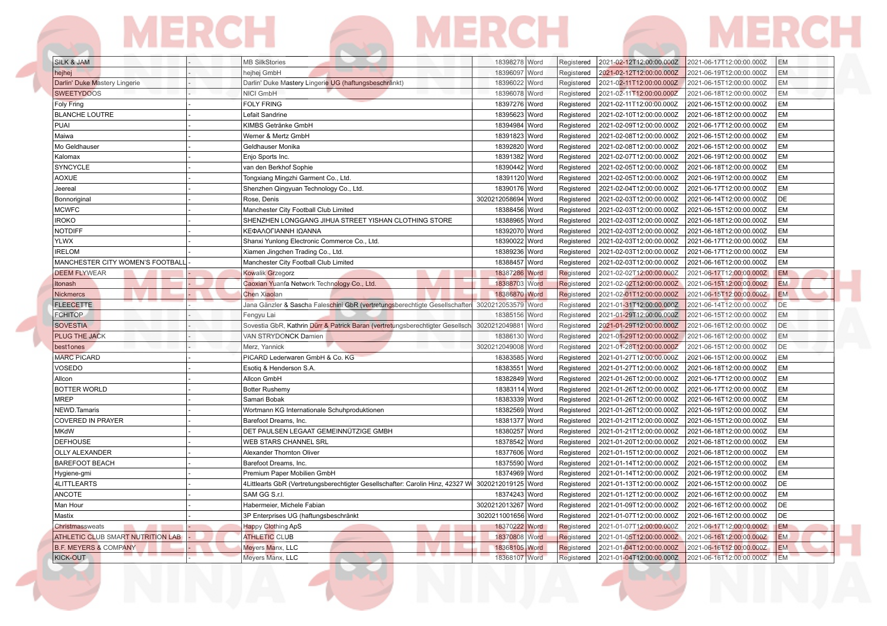| | | | | | | | | |
|---|---|---|---|---|---|---|---|---|
| SILK & JAM | - | MB SilkStories | 18398278 | Word | Registered | 2021-02-12T12:00:00.000Z | 2021-06-17T12:00:00.000Z | EM |
| hejhej | - | hejhej GmbH | 18396097 | Word | Registered | 2021-02-12T12:00:00.000Z | 2021-06-19T12:00:00.000Z | EM |
| Darlin' Duke Mastery Lingerie | - | Darlin' Duke Mastery Lingerie UG (haftungsbeschränkt) | 18396022 | Word | Registered | 2021-02-11T12:00:00.000Z | 2021-06-15T12:00:00.000Z | EM |
| SWEETYDOOS | - | NICI GmbH | 18396078 | Word | Registered | 2021-02-11T12:00:00.000Z | 2021-06-18T12:00:00.000Z | EM |
| Foly Fring | - | FOLY FRING | 18397276 | Word | Registered | 2021-02-11T12:00:00.000Z | 2021-06-15T12:00:00.000Z | EM |
| BLANCHE LOUTRE | - | Lefait Sandrine | 18395623 | Word | Registered | 2021-02-10T12:00:00.000Z | 2021-06-18T12:00:00.000Z | EM |
| PUAI | - | KIMBS Getränke GmbH | 18394984 | Word | Registered | 2021-02-09T12:00:00.000Z | 2021-06-17T12:00:00.000Z | EM |
| Maiwa | - | Werner & Mertz GmbH | 18391823 | Word | Registered | 2021-02-08T12:00:00.000Z | 2021-06-15T12:00:00.000Z | EM |
| Mo Geldhauser | - | Geldhauser Monika | 18392820 | Word | Registered | 2021-02-08T12:00:00.000Z | 2021-06-15T12:00:00.000Z | EM |
| Kalomax | - | Enjo Sports Inc. | 18391382 | Word | Registered | 2021-02-07T12:00:00.000Z | 2021-06-19T12:00:00.000Z | EM |
| SYNCYCLE | - | van den Berkhof Sophie | 18390442 | Word | Registered | 2021-02-05T12:00:00.000Z | 2021-06-18T12:00:00.000Z | EM |
| AOXUE | - | Tongxiang Mingzhi Garment Co., Ltd. | 18391120 | Word | Registered | 2021-02-05T12:00:00.000Z | 2021-06-19T12:00:00.000Z | EM |
| Jeereal | - | Shenzhen Qingyuan Technology Co., Ltd. | 18390176 | Word | Registered | 2021-02-04T12:00:00.000Z | 2021-06-17T12:00:00.000Z | EM |
| Bonnoriginal | - | Rose, Denis | 3020212058694 | Word | Registered | 2021-02-03T12:00:00.000Z | 2021-06-14T12:00:00.000Z | DE |
| MCWFC | - | Manchester City Football Club Limited | 18388456 | Word | Registered | 2021-02-03T12:00:00.000Z | 2021-06-15T12:00:00.000Z | EM |
| IROKO | - | SHENZHEN LONGGANG JIHUA STREET YISHAN CLOTHING STORE | 18388965 | Word | Registered | 2021-02-03T12:00:00.000Z | 2021-06-18T12:00:00.000Z | EM |
| NOTDIFF | - | ΚΕΦΑΛΟΓΙΑΝΝΗ ΙΩΑΝΝΑ | 18392070 | Word | Registered | 2021-02-03T12:00:00.000Z | 2021-06-18T12:00:00.000Z | EM |
| YLWX | - | Shanxi Yunlong Electronic Commerce Co., Ltd. | 18390022 | Word | Registered | 2021-02-03T12:00:00.000Z | 2021-06-17T12:00:00.000Z | EM |
| IRELOM | - | Xiamen Jingchen Trading Co., Ltd. | 18389236 | Word | Registered | 2021-02-03T12:00:00.000Z | 2021-06-17T12:00:00.000Z | EM |
| MANCHESTER CITY WOMEN'S FOOTBALL | - | Manchester City Football Club Limited | 18388457 | Word | Registered | 2021-02-03T12:00:00.000Z | 2021-06-16T12:00:00.000Z | EM |
| DEEM FLYWEAR | - | Kowalik Grzegorz | 18387286 | Word | Registered | 2021-02-02T12:00:00.000Z | 2021-06-17T12:00:00.000Z | EM |
| Itonash | - | Caoxian Yuanfa Network Technology Co., Ltd. | 18388703 | Word | Registered | 2021-02-02T12:00:00.000Z | 2021-06-15T12:00:00.000Z | EM |
| Nickmercs | - | Chen Xiaolan | 18386870 | Word | Registered | 2021-02-01T12:00:00.000Z | 2021-06-15T12:00:00.000Z | EM |
| FLEECETTE | - | Jana Gänzler & Sascha Faleschini GbR (vertretungsberechtigte Gesellschafter | 3020212053579 | Word | Registered | 2021-01-31T12:00:00.000Z | 2021-06-14T12:00:00.000Z | DE |
| FCHITOP | - | Fengyu Lai | 18385156 | Word | Registered | 2021-01-29T12:00:00.000Z | 2021-06-15T12:00:00.000Z | EM |
| SOVESTIA | - | Sovestia GbR, Kathrin Dürr & Patrick Baran (vertretungsberechtigter Gesellsch | 3020212049881 | Word | Registered | 2021-01-29T12:00:00.000Z | 2021-06-16T12:00:00.000Z | DE |
| PLUG THE JACK | - | VAN STRYDONCK Damien | 18386130 | Word | Registered | 2021-01-29T12:00:00.000Z | 2021-06-16T12:00:00.000Z | EM |
| best1ones | - | Merz, Yannick | 3020212049008 | Word | Registered | 2021-01-28T12:00:00.000Z | 2021-06-15T12:00:00.000Z | DE |
| MARC PICARD | - | PICARD Lederwaren GmbH & Co. KG | 18383585 | Word | Registered | 2021-01-27T12:00:00.000Z | 2021-06-15T12:00:00.000Z | EM |
| VOSEDO | - | Esotiq & Henderson S.A. | 18383551 | Word | Registered | 2021-01-27T12:00:00.000Z | 2021-06-18T12:00:00.000Z | EM |
| Allcon | - | Allcon GmbH | 18382849 | Word | Registered | 2021-01-26T12:00:00.000Z | 2021-06-17T12:00:00.000Z | EM |
| BOTTER WORLD | - | Botter Rushemy | 18383114 | Word | Registered | 2021-01-26T12:00:00.000Z | 2021-06-17T12:00:00.000Z | EM |
| MREP | - | Samari Bobak | 18383339 | Word | Registered | 2021-01-26T12:00:00.000Z | 2021-06-16T12:00:00.000Z | EM |
| NEWD.Tamaris | - | Wortmann KG Internationale Schuhproduktionen | 18382569 | Word | Registered | 2021-01-26T12:00:00.000Z | 2021-06-19T12:00:00.000Z | EM |
| COVERED IN PRAYER | - | Barefoot Dreams, Inc. | 18381377 | Word | Registered | 2021-01-21T12:00:00.000Z | 2021-06-15T12:00:00.000Z | EM |
| MKdW | - | DET PAULSEN LEGAAT GEMEINNÜTZIGE GMBH | 18380257 | Word | Registered | 2021-01-21T12:00:00.000Z | 2021-06-18T12:00:00.000Z | EM |
| DEFHOUSE | - | WEB STARS CHANNEL SRL | 18378542 | Word | Registered | 2021-01-20T12:00:00.000Z | 2021-06-18T12:00:00.000Z | EM |
| OLLY ALEXANDER | - | Alexander Thornton Oliver | 18377606 | Word | Registered | 2021-01-15T12:00:00.000Z | 2021-06-18T12:00:00.000Z | EM |
| BAREFOOT BEACH | - | Barefoot Dreams, Inc. | 18375590 | Word | Registered | 2021-01-14T12:00:00.000Z | 2021-06-15T12:00:00.000Z | EM |
| Hygiene-gmi | - | Premium Paper Mobilien GmbH | 18374969 | Word | Registered | 2021-01-14T12:00:00.000Z | 2021-06-19T12:00:00.000Z | EM |
| 4LITTLEARTS | - | 4Littlearts GbR (Vertretungsberechtigter Gesellschafter: Carolin Hinz, 42327 W | 3020212019125 | Word | Registered | 2021-01-13T12:00:00.000Z | 2021-06-15T12:00:00.000Z | DE |
| ANCOTE | - | SAM GG S.r.l. | 18374243 | Word | Registered | 2021-01-12T12:00:00.000Z | 2021-06-16T12:00:00.000Z | EM |
| Man Hour | - | Habermeier, Michele Fabian | 3020212013267 | Word | Registered | 2021-01-09T12:00:00.000Z | 2021-06-16T12:00:00.000Z | DE |
| Mastix | - | 3P Enterprises UG (haftungsbeschränkt | 3020211001656 | Word | Registered | 2021-01-07T12:00:00.000Z | 2021-06-16T12:00:00.000Z | DE |
| Christmassweats | - | Happy Clothing ApS | 18370222 | Word | Registered | 2021-01-07T12:00:00.000Z | 2021-06-17T12:00:00.000Z | EM |
| ATHLETIC CLUB SMART NUTRITION LAB | - | ATHLETIC CLUB | 18370808 | Word | Registered | 2021-01-05T12:00:00.000Z | 2021-06-16T12:00:00.000Z | EM |
| B.F. MEYERS & COMPANY | - | Meyers Manx, LLC | 18368105 | Word | Registered | 2021-01-04T12:00:00.000Z | 2021-06-16T12:00:00.000Z | EM |
| KICK-OUT | - | Meyers Manx, LLC | 18368107 | Word | Registered | 2021-01-04T12:00:00.000Z | 2021-06-16T12:00:00.000Z | EM |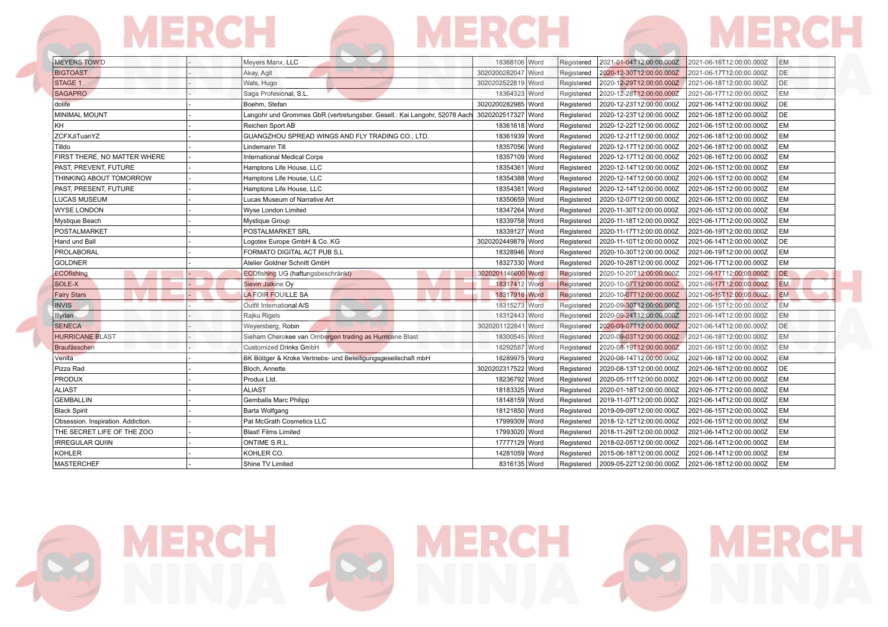| | | | | | | | | |
|---|---|---|---|---|---|---|---|---|
| MEYERS TOW'D | - | Meyers Manx, LLC | 18368106 | Word | Registered | 2021-01-04T12:00:00.000Z | 2021-06-16T12:00:00.000Z | EM |
| BIGTOAST | - | Akay, Agit | 3020200282047 | Word | Registered | 2020-12-30T12:00:00.000Z | 2021-06-17T12:00:00.000Z | DE |
| STAGE 1 | - | Wals, Hugo | 3020202522819 | Word | Registered | 2020-12-29T12:00:00.000Z | 2021-06-18T12:00:00.000Z | DE |
| SAGAPRO | - | Saga Profesional, S.L. | 18364323 | Word | Registered | 2020-12-28T12:00:00.000Z | 2021-06-17T12:00:00.000Z | EM |
| dolife | - | Boehm, Stefan | 3020200282985 | Word | Registered | 2020-12-23T12:00:00.000Z | 2021-06-14T12:00:00.000Z | DE |
| MINIMAL MOUNT | - | Langohr und Grommes GbR (vertretungsber. Gesell.: Kai Langohr, 52078 Aach | 3020202517327 | Word | Registered | 2020-12-23T12:00:00.000Z | 2021-06-18T12:00:00.000Z | DE |
| KH | - | Reichen Sport AB | 18361618 | Word | Registered | 2020-12-22T12:00:00.000Z | 2021-06-15T12:00:00.000Z | EM |
| ZCFXJiTuanYZ | - | GUANGZHOU SPREAD WINGS AND FLY TRADING CO., LTD. | 18361939 | Word | Registered | 2020-12-21T12:00:00.000Z | 2021-06-18T12:00:00.000Z | EM |
| Tilldo | - | Lindemann Till | 18357056 | Word | Registered | 2020-12-17T12:00:00.000Z | 2021-06-18T12:00:00.000Z | EM |
| FIRST THERE, NO MATTER WHERE | - | International Medical Corps | 18357109 | Word | Registered | 2020-12-17T12:00:00.000Z | 2021-06-16T12:00:00.000Z | EM |
| PAST, PREVENT, FUTURE | - | Hamptons Life House, LLC | 18354361 | Word | Registered | 2020-12-14T12:00:00.000Z | 2021-06-15T12:00:00.000Z | EM |
| THINKING ABOUT TOMORROW | - | Hamptons Life House, LLC | 18354388 | Word | Registered | 2020-12-14T12:00:00.000Z | 2021-06-15T12:00:00.000Z | EM |
| PAST, PRESENT, FUTURE | - | Hamptons Life House, LLC | 18354381 | Word | Registered | 2020-12-14T12:00:00.000Z | 2021-06-15T12:00:00.000Z | EM |
| LUCAS MUSEUM | - | Lucas Museum of Narrative Art | 18350659 | Word | Registered | 2020-12-07T12:00:00.000Z | 2021-06-15T12:00:00.000Z | EM |
| WYSE LONDON | - | Wyse London Limited | 18347264 | Word | Registered | 2020-11-30T12:00:00.000Z | 2021-06-15T12:00:00.000Z | EM |
| Mystique Beach | - | Mystique Group | 18339758 | Word | Registered | 2020-11-18T12:00:00.000Z | 2021-06-17T12:00:00.000Z | EM |
| POSTALMARKET | - | POSTALMARKET SRL | 18339127 | Word | Registered | 2020-11-17T12:00:00.000Z | 2021-06-19T12:00:00.000Z | EM |
| Hand und Ball | - | Logotex Europe GmbH & Co. KG | 3020202449879 | Word | Registered | 2020-11-10T12:00:00.000Z | 2021-06-14T12:00:00.000Z | DE |
| PROLABORAL | - | FORMATO DIGITAL ACT PUB S,L | 18328946 | Word | Registered | 2020-10-30T12:00:00.000Z | 2021-06-19T12:00:00.000Z | EM |
| GOLDNER | - | Atelier Goldner Schnitt GmbH | 18327330 | Word | Registered | 2020-10-28T12:00:00.000Z | 2021-06-17T12:00:00.000Z | EM |
| ECOfishing | - | ECOfishing UG (haftungsbeschränkt) | 3020201146600 | Word | Registered | 2020-10-20T12:00:00.000Z | 2021-06-17T12:00:00.000Z | DE |
| SOLE-X | - | Sievin Jalkine Oy | 18317412 | Word | Registered | 2020-10-07T12:00:00.000Z | 2021-06-17T12:00:00.000Z | EM |
| Fairy Stars | - | LA FOIR FOUILLE SA | 18317918 | Word | Registered | 2020-10-07T12:00:00.000Z | 2021-06-15T12:00:00.000Z | EM |
| INVIS | - | Outfit International A/S | 18315273 | Word | Registered | 2020-09-30T12:00:00.000Z | 2021-06-15T12:00:00.000Z | EM |
| Illyrian | - | Rajku Rigels | 18312443 | Word | Registered | 2020-09-24T12:00:00.000Z | 2021-06-14T12:00:00.000Z | EM |
| SENECA | - | Weyersberg, Robin | 3020201122841 | Word | Registered | 2020-09-07T12:00:00.000Z | 2021-06-14T12:00:00.000Z | DE |
| HURRICANE BLAST | - | Sieham Cherokee van Ombergen trading as Hurricane Blast | 18300545 | Word | Registered | 2020-09-03T12:00:00.000Z | 2021-06-18T12:00:00.000Z | EM |
| Braufässchen | - | Customized Drinks GmbH | 18292587 | Word | Registered | 2020-08-19T12:00:00.000Z | 2021-06-19T12:00:00.000Z | EM |
| Venita | - | BK Böttger & Kroke Vertriebs- und Beteiligungsgesellschaft mbH | 18289975 | Word | Registered | 2020-08-14T12:00:00.000Z | 2021-06-18T12:00:00.000Z | EM |
| Pizza Rad | - | Bloch, Annette | 3020202317522 | Word | Registered | 2020-08-13T12:00:00.000Z | 2021-06-16T12:00:00.000Z | DE |
| PRODUX | - | Produx Ltd. | 18236792 | Word | Registered | 2020-05-11T12:00:00.000Z | 2021-06-14T12:00:00.000Z | EM |
| ALIAST | - | ALIAST | 18183325 | Word | Registered | 2020-01-18T12:00:00.000Z | 2021-06-17T12:00:00.000Z | EM |
| GEMBALLIN | - | Gemballa Marc Philipp | 18148159 | Word | Registered | 2019-11-07T12:00:00.000Z | 2021-06-14T12:00:00.000Z | EM |
| Black Spirit | - | Barta Wolfgang | 18121850 | Word | Registered | 2019-09-09T12:00:00.000Z | 2021-06-15T12:00:00.000Z | EM |
| Obsession. Inspiration. Addiction. | - | Pat McGrath Cosmetics LLC | 17999309 | Word | Registered | 2018-12-12T12:00:00.000Z | 2021-06-15T12:00:00.000Z | EM |
| THE SECRET LIFE OF THE ZOO | - | Blast! Films Limited | 17993020 | Word | Registered | 2018-11-29T12:00:00.000Z | 2021-06-14T12:00:00.000Z | EM |
| IRREGULAR QUIIN | - | ONTIME S.R.L. | 17777129 | Word | Registered | 2018-02-05T12:00:00.000Z | 2021-06-14T12:00:00.000Z | EM |
| KOHLER | - | KOHLER CO. | 14281059 | Word | Registered | 2015-06-18T12:00:00.000Z | 2021-06-14T12:00:00.000Z | EM |
| MASTERCHEF | - | Shine TV Limited | 8316135 | Word | Registered | 2009-05-22T12:00:00.000Z | 2021-06-18T12:00:00.000Z | EM |